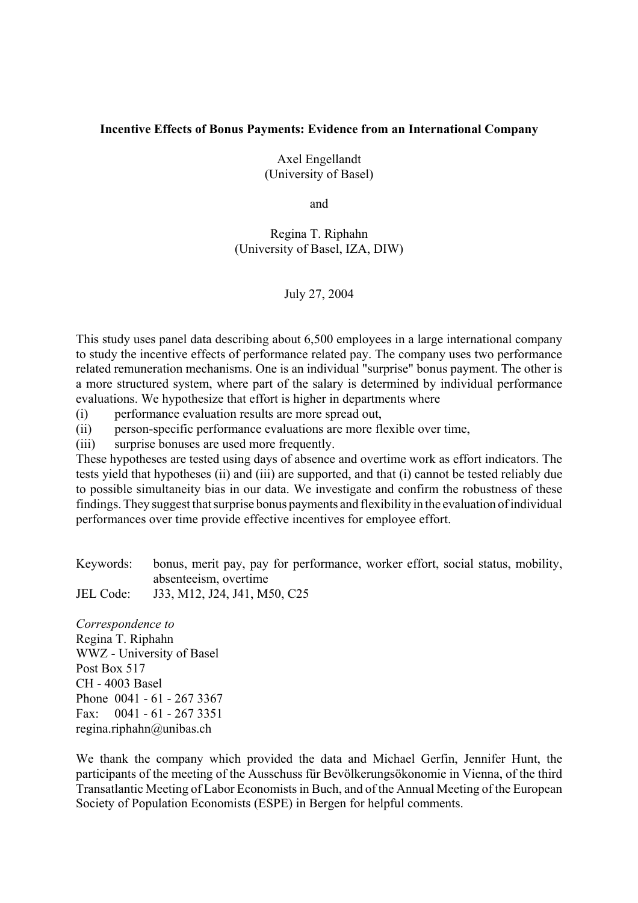**Incentive Effects of Bonus Payments: Evidence from an International Company**

Axel Engellandt
(University of Basel)

and

Regina T. Riphahn
(University of Basel, IZA, DIW)

July 27, 2004

This study uses panel data describing about 6,500 employees in a large international company to study the incentive effects of performance related pay. The company uses two performance related remuneration mechanisms. One is an individual "surprise" bonus payment. The other is a more structured system, where part of the salary is determined by individual performance evaluations. We hypothesize that effort is higher in departments where

(i) performance evaluation results are more spread out,
(ii) person-specific performance evaluations are more flexible over time,
(iii) surprise bonuses are used more frequently.

These hypotheses are tested using days of absence and overtime work as effort indicators. The tests yield that hypotheses (ii) and (iii) are supported, and that (i) cannot be tested reliably due to possible simultaneity bias in our data. We investigate and confirm the robustness of these findings. They suggest that surprise bonus payments and flexibility in the evaluation of individual performances over time provide effective incentives for employee effort.

Keywords: bonus, merit pay, pay for performance, worker effort, social status, mobility, absenteeism, overtime

JEL Code: J33, M12, J24, J41, M50, C25

*Correspondence to*
Regina T. Riphahn
WWZ - University of Basel
Post Box 517
CH - 4003 Basel
Phone 0041 - 61 - 267 3367
Fax: 0041 - 61 - 267 3351
regina.riphahn@unibas.ch

We thank the company which provided the data and Michael Gerfin, Jennifer Hunt, the participants of the meeting of the Ausschuss für Bevölkerungsökonomie in Vienna, of the third Transatlantic Meeting of Labor Economists in Buch, and of the Annual Meeting of the European Society of Population Economists (ESPE) in Bergen for helpful comments.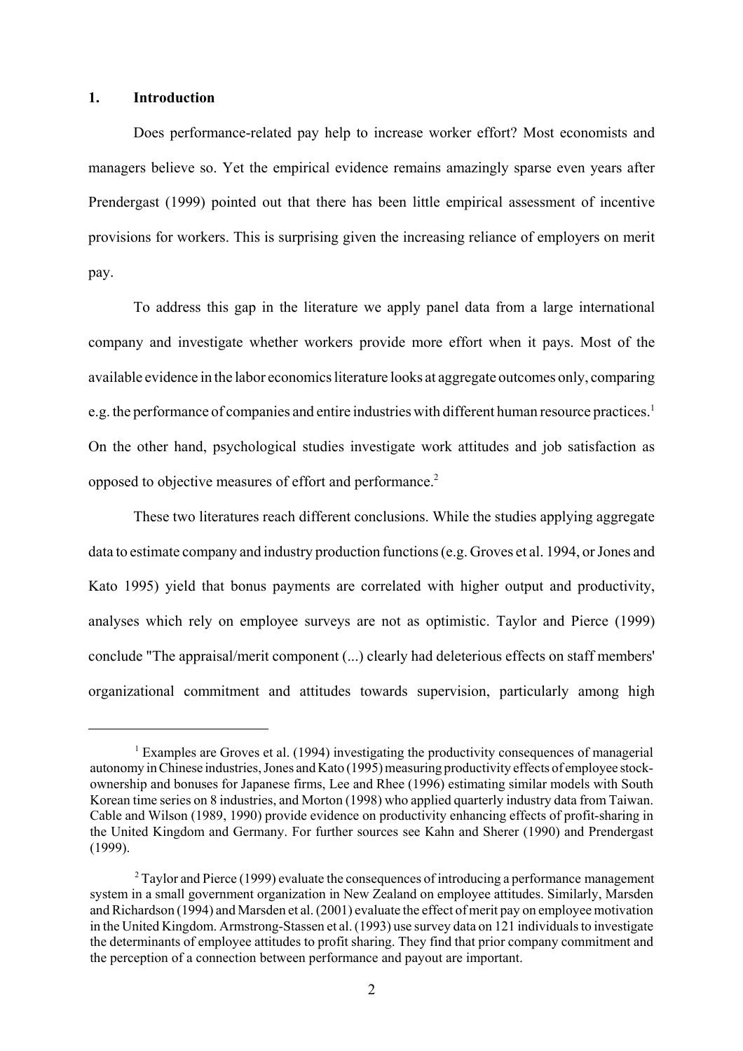## 1. Introduction

Does performance-related pay help to increase worker effort? Most economists and managers believe so. Yet the empirical evidence remains amazingly sparse even years after Prendergast (1999) pointed out that there has been little empirical assessment of incentive provisions for workers. This is surprising given the increasing reliance of employers on merit pay.

To address this gap in the literature we apply panel data from a large international company and investigate whether workers provide more effort when it pays. Most of the available evidence in the labor economics literature looks at aggregate outcomes only, comparing e.g. the performance of companies and entire industries with different human resource practices.[1] On the other hand, psychological studies investigate work attitudes and job satisfaction as opposed to objective measures of effort and performance.[2]

These two literatures reach different conclusions. While the studies applying aggregate data to estimate company and industry production functions (e.g. Groves et al. 1994, or Jones and Kato 1995) yield that bonus payments are correlated with higher output and productivity, analyses which rely on employee surveys are not as optimistic. Taylor and Pierce (1999) conclude "The appraisal/merit component (...) clearly had deleterious effects on staff members' organizational commitment and attitudes towards supervision, particularly among high

[1] Examples are Groves et al. (1994) investigating the productivity consequences of managerial autonomy in Chinese industries, Jones and Kato (1995) measuring productivity effects of employee stock-ownership and bonuses for Japanese firms, Lee and Rhee (1996) estimating similar models with South Korean time series on 8 industries, and Morton (1998) who applied quarterly industry data from Taiwan. Cable and Wilson (1989, 1990) provide evidence on productivity enhancing effects of profit-sharing in the United Kingdom and Germany. For further sources see Kahn and Sherer (1990) and Prendergast (1999).

[2] Taylor and Pierce (1999) evaluate the consequences of introducing a performance management system in a small government organization in New Zealand on employee attitudes. Similarly, Marsden and Richardson (1994) and Marsden et al. (2001) evaluate the effect of merit pay on employee motivation in the United Kingdom. Armstrong-Stassen et al. (1993) use survey data on 121 individuals to investigate the determinants of employee attitudes to profit sharing. They find that prior company commitment and the perception of a connection between performance and payout are important.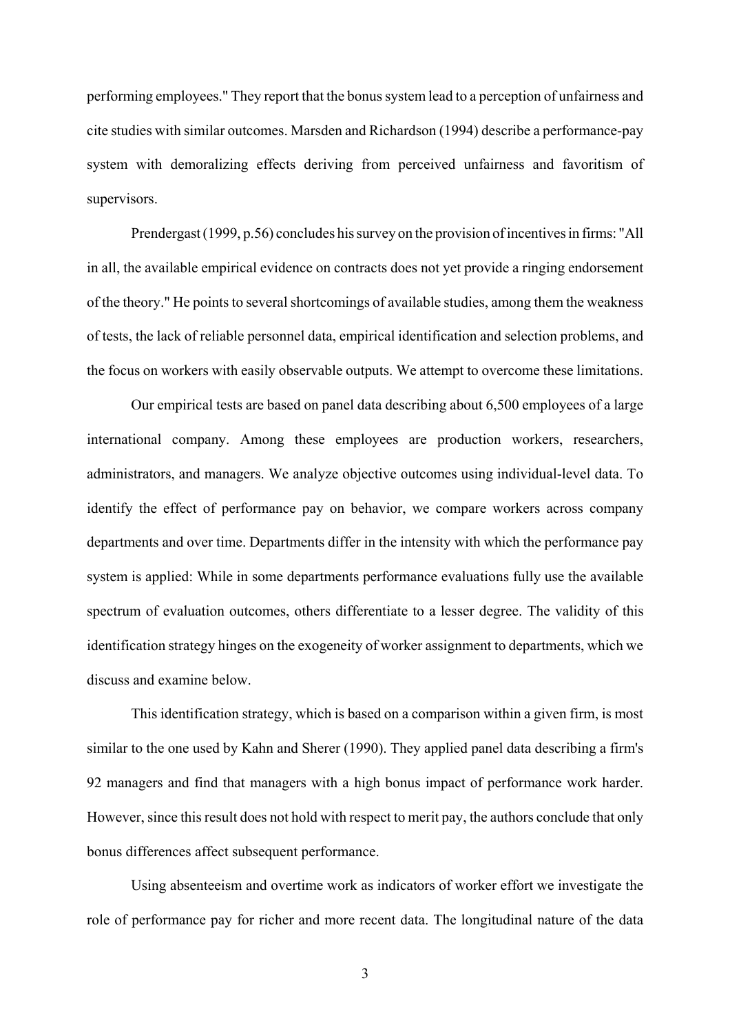performing employees." They report that the bonus system lead to a perception of unfairness and cite studies with similar outcomes. Marsden and Richardson (1994) describe a performance-pay system with demoralizing effects deriving from perceived unfairness and favoritism of supervisors.

Prendergast (1999, p.56) concludes his survey on the provision of incentives in firms: "All in all, the available empirical evidence on contracts does not yet provide a ringing endorsement of the theory." He points to several shortcomings of available studies, among them the weakness of tests, the lack of reliable personnel data, empirical identification and selection problems, and the focus on workers with easily observable outputs. We attempt to overcome these limitations.

Our empirical tests are based on panel data describing about 6,500 employees of a large international company. Among these employees are production workers, researchers, administrators, and managers. We analyze objective outcomes using individual-level data. To identify the effect of performance pay on behavior, we compare workers across company departments and over time. Departments differ in the intensity with which the performance pay system is applied: While in some departments performance evaluations fully use the available spectrum of evaluation outcomes, others differentiate to a lesser degree. The validity of this identification strategy hinges on the exogeneity of worker assignment to departments, which we discuss and examine below.

This identification strategy, which is based on a comparison within a given firm, is most similar to the one used by Kahn and Sherer (1990). They applied panel data describing a firm's 92 managers and find that managers with a high bonus impact of performance work harder. However, since this result does not hold with respect to merit pay, the authors conclude that only bonus differences affect subsequent performance.

Using absenteeism and overtime work as indicators of worker effort we investigate the role of performance pay for richer and more recent data. The longitudinal nature of the data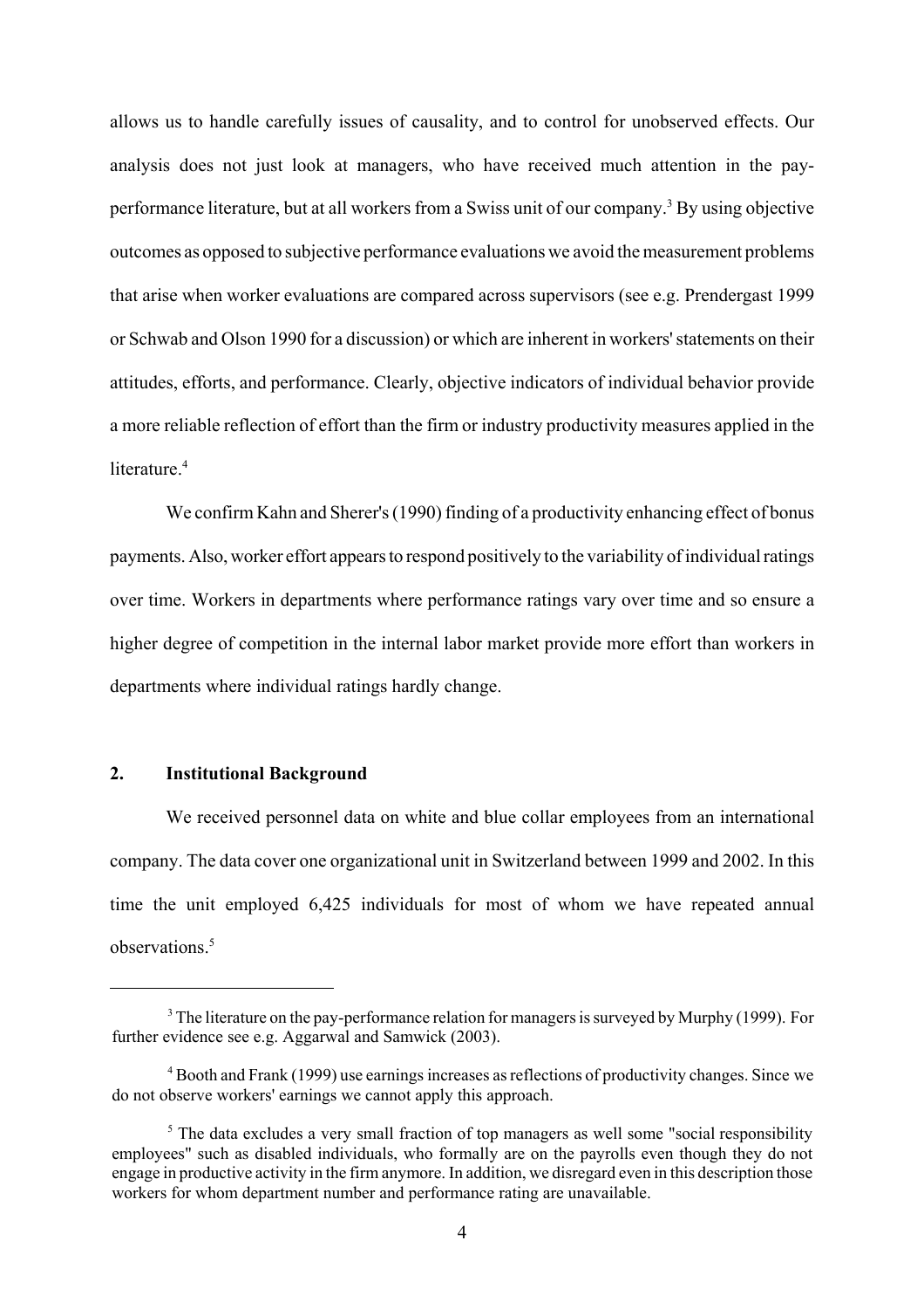allows us to handle carefully issues of causality, and to control for unobserved effects. Our analysis does not just look at managers, who have received much attention in the pay-performance literature, but at all workers from a Swiss unit of our company.[3] By using objective outcomes as opposed to subjective performance evaluations we avoid the measurement problems that arise when worker evaluations are compared across supervisors (see e.g. Prendergast 1999 or Schwab and Olson 1990 for a discussion) or which are inherent in workers' statements on their attitudes, efforts, and performance. Clearly, objective indicators of individual behavior provide a more reliable reflection of effort than the firm or industry productivity measures applied in the literature.[4]

We confirm Kahn and Sherer's (1990) finding of a productivity enhancing effect of bonus payments. Also, worker effort appears to respond positively to the variability of individual ratings over time. Workers in departments where performance ratings vary over time and so ensure a higher degree of competition in the internal labor market provide more effort than workers in departments where individual ratings hardly change.

## 2. Institutional Background

We received personnel data on white and blue collar employees from an international company. The data cover one organizational unit in Switzerland between 1999 and 2002. In this time the unit employed 6,425 individuals for most of whom we have repeated annual observations.[5]

---

[3] The literature on the pay-performance relation for managers is surveyed by Murphy (1999). For further evidence see e.g. Aggarwal and Samwick (2003).

[4] Booth and Frank (1999) use earnings increases as reflections of productivity changes. Since we do not observe workers' earnings we cannot apply this approach.

[5] The data excludes a very small fraction of top managers as well some "social responsibility employees" such as disabled individuals, who formally are on the payrolls even though they do not engage in productive activity in the firm anymore. In addition, we disregard even in this description those workers for whom department number and performance rating are unavailable.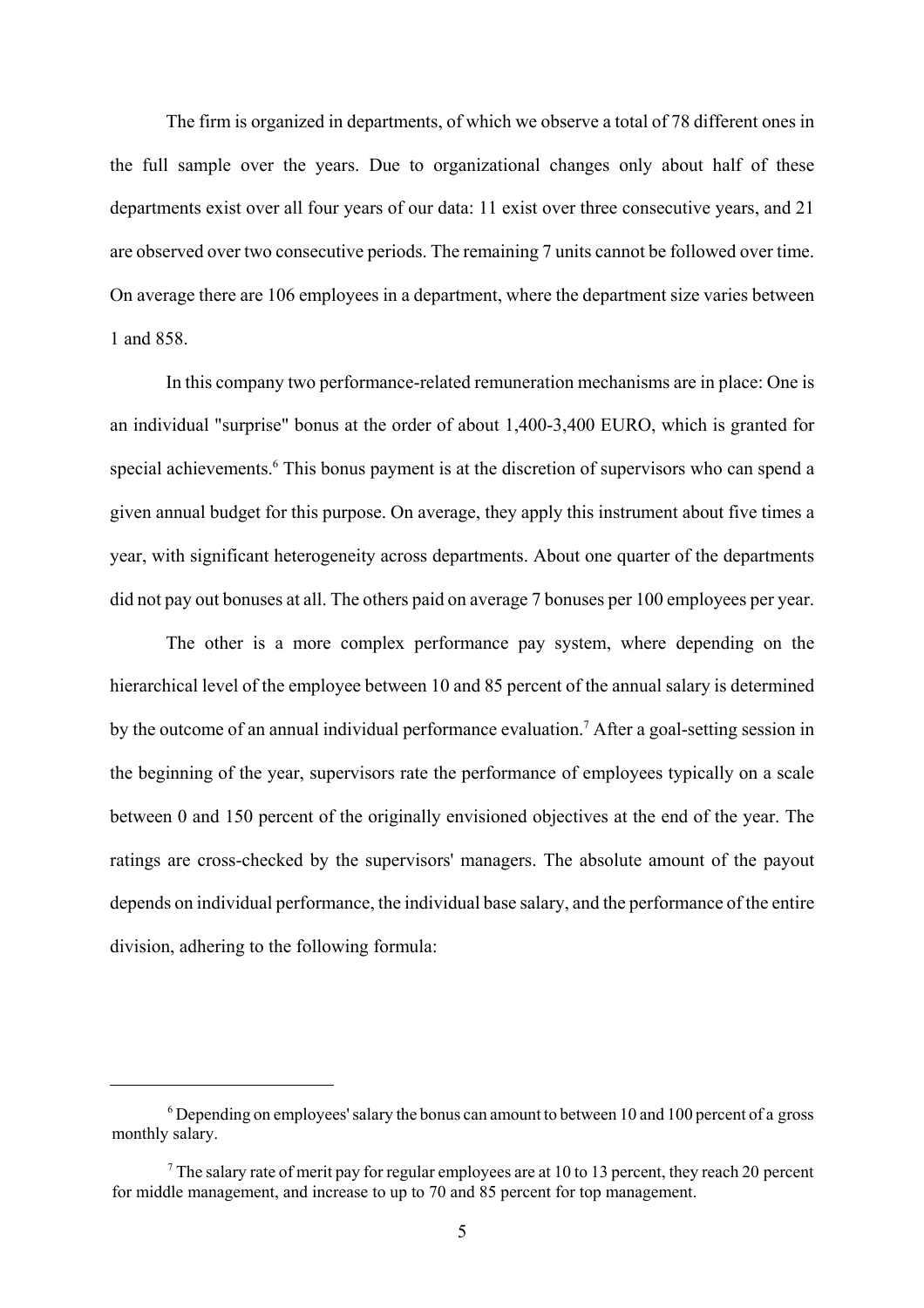The firm is organized in departments, of which we observe a total of 78 different ones in the full sample over the years. Due to organizational changes only about half of these departments exist over all four years of our data: 11 exist over three consecutive years, and 21 are observed over two consecutive periods. The remaining 7 units cannot be followed over time. On average there are 106 employees in a department, where the department size varies between 1 and 858.

In this company two performance-related remuneration mechanisms are in place: One is an individual "surprise" bonus at the order of about 1,400-3,400 EURO, which is granted for special achievements.[6] This bonus payment is at the discretion of supervisors who can spend a given annual budget for this purpose. On average, they apply this instrument about five times a year, with significant heterogeneity across departments. About one quarter of the departments did not pay out bonuses at all. The others paid on average 7 bonuses per 100 employees per year.

The other is a more complex performance pay system, where depending on the hierarchical level of the employee between 10 and 85 percent of the annual salary is determined by the outcome of an annual individual performance evaluation.[7] After a goal-setting session in the beginning of the year, supervisors rate the performance of employees typically on a scale between 0 and 150 percent of the originally envisioned objectives at the end of the year. The ratings are cross-checked by the supervisors' managers. The absolute amount of the payout depends on individual performance, the individual base salary, and the performance of the entire division, adhering to the following formula:

---

[6] Depending on employees' salary the bonus can amount to between 10 and 100 percent of a gross monthly salary.

[7] The salary rate of merit pay for regular employees are at 10 to 13 percent, they reach 20 percent for middle management, and increase to up to 70 and 85 percent for top management.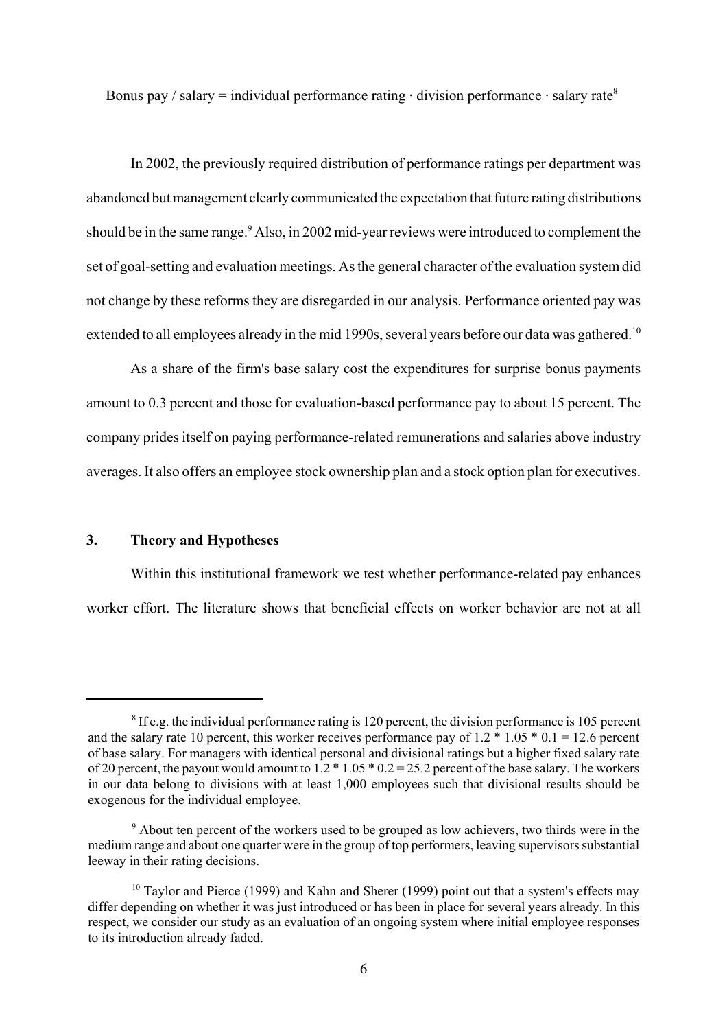Bonus pay / salary = individual performance rating · division performance · salary rate[8]

In 2002, the previously required distribution of performance ratings per department was abandoned but management clearly communicated the expectation that future rating distributions should be in the same range.[9] Also, in 2002 mid-year reviews were introduced to complement the set of goal-setting and evaluation meetings. As the general character of the evaluation system did not change by these reforms they are disregarded in our analysis. Performance oriented pay was extended to all employees already in the mid 1990s, several years before our data was gathered.[10]

As a share of the firm's base salary cost the expenditures for surprise bonus payments amount to 0.3 percent and those for evaluation-based performance pay to about 15 percent. The company prides itself on paying performance-related remunerations and salaries above industry averages. It also offers an employee stock ownership plan and a stock option plan for executives.

## 3. Theory and Hypotheses

Within this institutional framework we test whether performance-related pay enhances worker effort. The literature shows that beneficial effects on worker behavior are not at all

---

[8] If e.g. the individual performance rating is 120 percent, the division performance is 105 percent and the salary rate 10 percent, this worker receives performance pay of $1.2 * 1.05 * 0.1 = 12.6$ percent of base salary. For managers with identical personal and divisional ratings but a higher fixed salary rate of 20 percent, the payout would amount to $1.2 * 1.05 * 0.2 = 25.2$ percent of the base salary. The workers in our data belong to divisions with at least 1,000 employees such that divisional results should be exogenous for the individual employee.

[9] About ten percent of the workers used to be grouped as low achievers, two thirds were in the medium range and about one quarter were in the group of top performers, leaving supervisors substantial leeway in their rating decisions.

[10] Taylor and Pierce (1999) and Kahn and Sherer (1999) point out that a system's effects may differ depending on whether it was just introduced or has been in place for several years already. In this respect, we consider our study as an evaluation of an ongoing system where initial employee responses to its introduction already faded.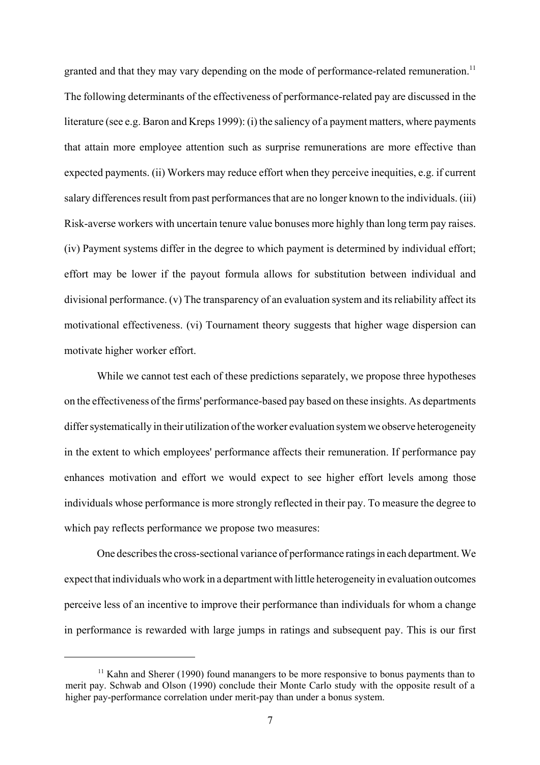granted and that they may vary depending on the mode of performance-related remuneration.[11] The following determinants of the effectiveness of performance-related pay are discussed in the literature (see e.g. Baron and Kreps 1999): (i) the saliency of a payment matters, where payments that attain more employee attention such as surprise remunerations are more effective than expected payments. (ii) Workers may reduce effort when they perceive inequities, e.g. if current salary differences result from past performances that are no longer known to the individuals. (iii) Risk-averse workers with uncertain tenure value bonuses more highly than long term pay raises. (iv) Payment systems differ in the degree to which payment is determined by individual effort; effort may be lower if the payout formula allows for substitution between individual and divisional performance. (v) The transparency of an evaluation system and its reliability affect its motivational effectiveness. (vi) Tournament theory suggests that higher wage dispersion can motivate higher worker effort.

While we cannot test each of these predictions separately, we propose three hypotheses on the effectiveness of the firms' performance-based pay based on these insights. As departments differ systematically in their utilization of the worker evaluation system we observe heterogeneity in the extent to which employees' performance affects their remuneration. If performance pay enhances motivation and effort we would expect to see higher effort levels among those individuals whose performance is more strongly reflected in their pay. To measure the degree to which pay reflects performance we propose two measures:

One describes the cross-sectional variance of performance ratings in each department. We expect that individuals who work in a department with little heterogeneity in evaluation outcomes perceive less of an incentive to improve their performance than individuals for whom a change in performance is rewarded with large jumps in ratings and subsequent pay. This is our first

---

[11] Kahn and Sherer (1990) found manangers to be more responsive to bonus payments than to merit pay. Schwab and Olson (1990) conclude their Monte Carlo study with the opposite result of a higher pay-performance correlation under merit-pay than under a bonus system.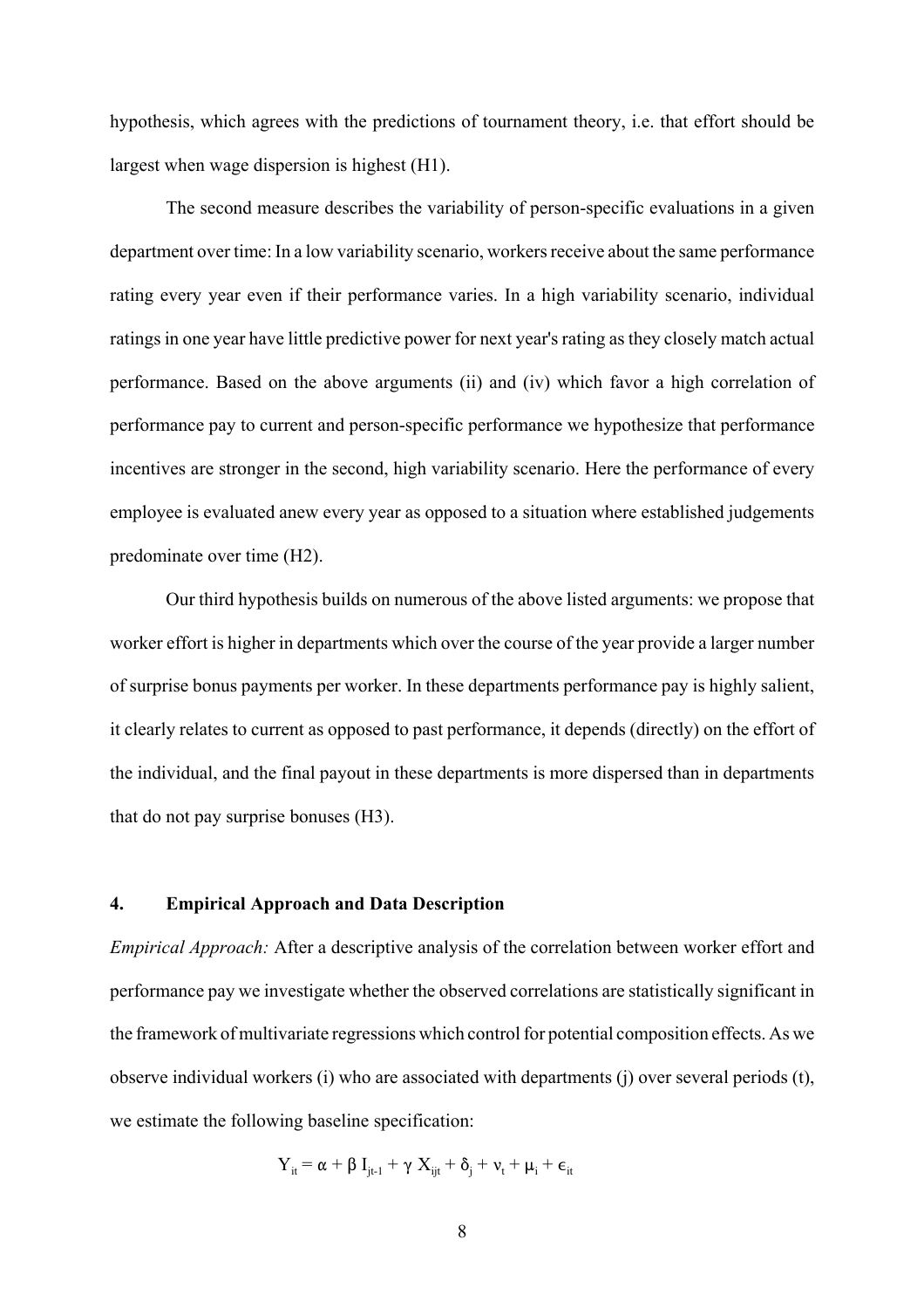hypothesis, which agrees with the predictions of tournament theory, i.e. that effort should be largest when wage dispersion is highest (H1).

The second measure describes the variability of person-specific evaluations in a given department over time: In a low variability scenario, workers receive about the same performance rating every year even if their performance varies. In a high variability scenario, individual ratings in one year have little predictive power for next year's rating as they closely match actual performance. Based on the above arguments (ii) and (iv) which favor a high correlation of performance pay to current and person-specific performance we hypothesize that performance incentives are stronger in the second, high variability scenario. Here the performance of every employee is evaluated anew every year as opposed to a situation where established judgements predominate over time (H2).

Our third hypothesis builds on numerous of the above listed arguments: we propose that worker effort is higher in departments which over the course of the year provide a larger number of surprise bonus payments per worker. In these departments performance pay is highly salient, it clearly relates to current as opposed to past performance, it depends (directly) on the effort of the individual, and the final payout in these departments is more dispersed than in departments that do not pay surprise bonuses (H3).

## 4. Empirical Approach and Data Description

*Empirical Approach:* After a descriptive analysis of the correlation between worker effort and performance pay we investigate whether the observed correlations are statistically significant in the framework of multivariate regressions which control for potential composition effects. As we observe individual workers (i) who are associated with departments (j) over several periods (t), we estimate the following baseline specification:

$$Y_{it} = \alpha + \beta I_{jt-1} + \gamma X_{ijt} + \delta_j + \nu_t + \mu_i + \epsilon_{it}$$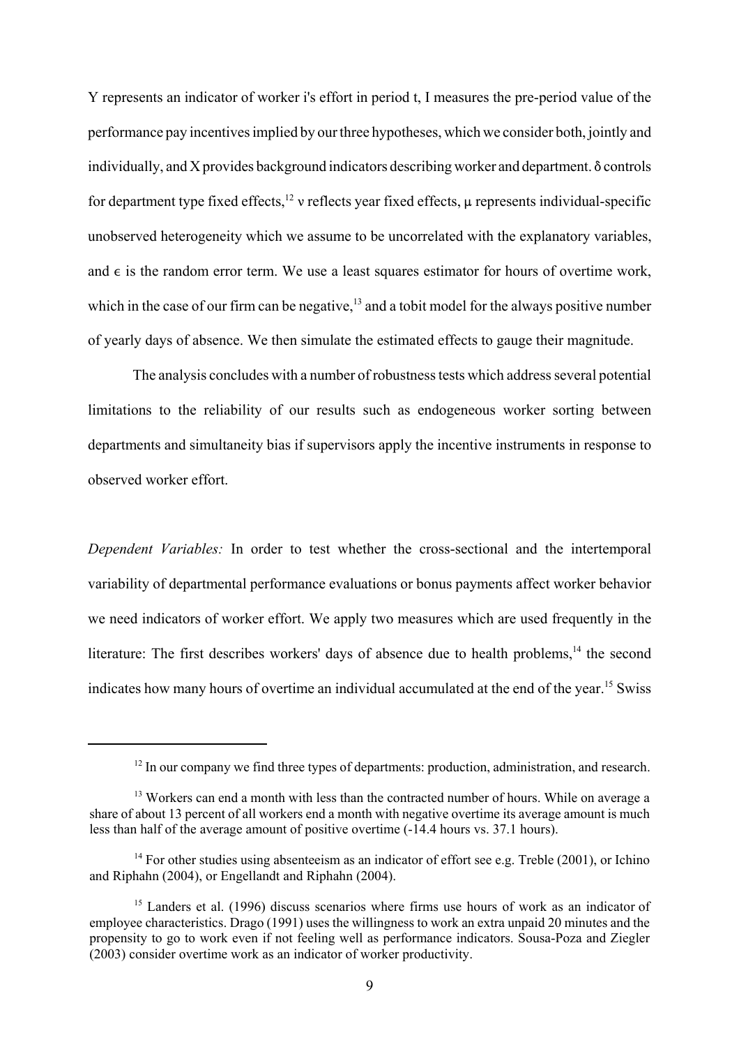Y represents an indicator of worker i's effort in period t, I measures the pre-period value of the performance pay incentives implied by our three hypotheses, which we consider both, jointly and individually, and X provides background indicators describing worker and department. $\delta$ controls for department type fixed effects,[12] $\nu$ reflects year fixed effects, $\mu$ represents individual-specific unobserved heterogeneity which we assume to be uncorrelated with the explanatory variables, and $\epsilon$ is the random error term. We use a least squares estimator for hours of overtime work, which in the case of our firm can be negative,[13] and a tobit model for the always positive number of yearly days of absence. We then simulate the estimated effects to gauge their magnitude.

The analysis concludes with a number of robustness tests which address several potential limitations to the reliability of our results such as endogeneous worker sorting between departments and simultaneity bias if supervisors apply the incentive instruments in response to observed worker effort.

*Dependent Variables:* In order to test whether the cross-sectional and the intertemporal variability of departmental performance evaluations or bonus payments affect worker behavior we need indicators of worker effort. We apply two measures which are used frequently in the literature: The first describes workers' days of absence due to health problems,[14] the second indicates how many hours of overtime an individual accumulated at the end of the year.[15] Swiss

---

[12] In our company we find three types of departments: production, administration, and research.

[13] Workers can end a month with less than the contracted number of hours. While on average a share of about 13 percent of all workers end a month with negative overtime its average amount is much less than half of the average amount of positive overtime (-14.4 hours vs. 37.1 hours).

[14] For other studies using absenteeism as an indicator of effort see e.g. Treble (2001), or Ichino and Riphahn (2004), or Engellandt and Riphahn (2004).

[15] Landers et al. (1996) discuss scenarios where firms use hours of work as an indicator of employee characteristics. Drago (1991) uses the willingness to work an extra unpaid 20 minutes and the propensity to go to work even if not feeling well as performance indicators. Sousa-Poza and Ziegler (2003) consider overtime work as an indicator of worker productivity.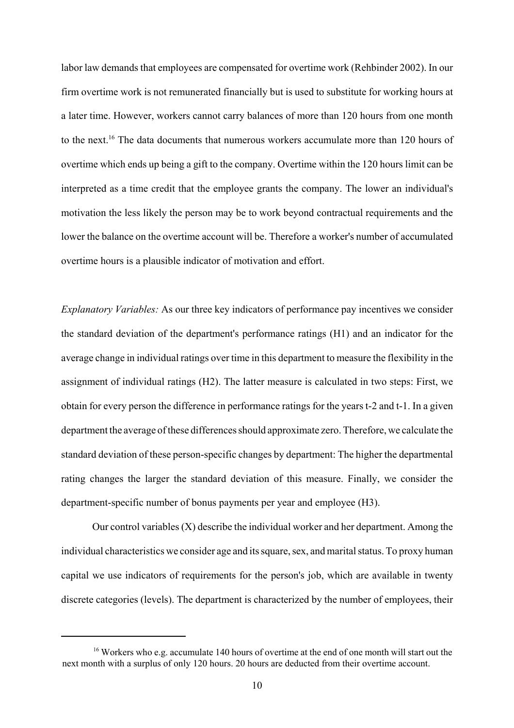labor law demands that employees are compensated for overtime work (Rehbinder 2002). In our firm overtime work is not remunerated financially but is used to substitute for working hours at a later time. However, workers cannot carry balances of more than 120 hours from one month to the next.[16] The data documents that numerous workers accumulate more than 120 hours of overtime which ends up being a gift to the company. Overtime within the 120 hours limit can be interpreted as a time credit that the employee grants the company. The lower an individual's motivation the less likely the person may be to work beyond contractual requirements and the lower the balance on the overtime account will be. Therefore a worker's number of accumulated overtime hours is a plausible indicator of motivation and effort.

*Explanatory Variables:* As our three key indicators of performance pay incentives we consider the standard deviation of the department's performance ratings (H1) and an indicator for the average change in individual ratings over time in this department to measure the flexibility in the assignment of individual ratings (H2). The latter measure is calculated in two steps: First, we obtain for every person the difference in performance ratings for the years t-2 and t-1. In a given department the average of these differences should approximate zero. Therefore, we calculate the standard deviation of these person-specific changes by department: The higher the departmental rating changes the larger the standard deviation of this measure. Finally, we consider the department-specific number of bonus payments per year and employee (H3).

Our control variables (X) describe the individual worker and her department. Among the individual characteristics we consider age and its square, sex, and marital status. To proxy human capital we use indicators of requirements for the person's job, which are available in twenty discrete categories (levels). The department is characterized by the number of employees, their

[16] Workers who e.g. accumulate 140 hours of overtime at the end of one month will start out the next month with a surplus of only 120 hours. 20 hours are deducted from their overtime account.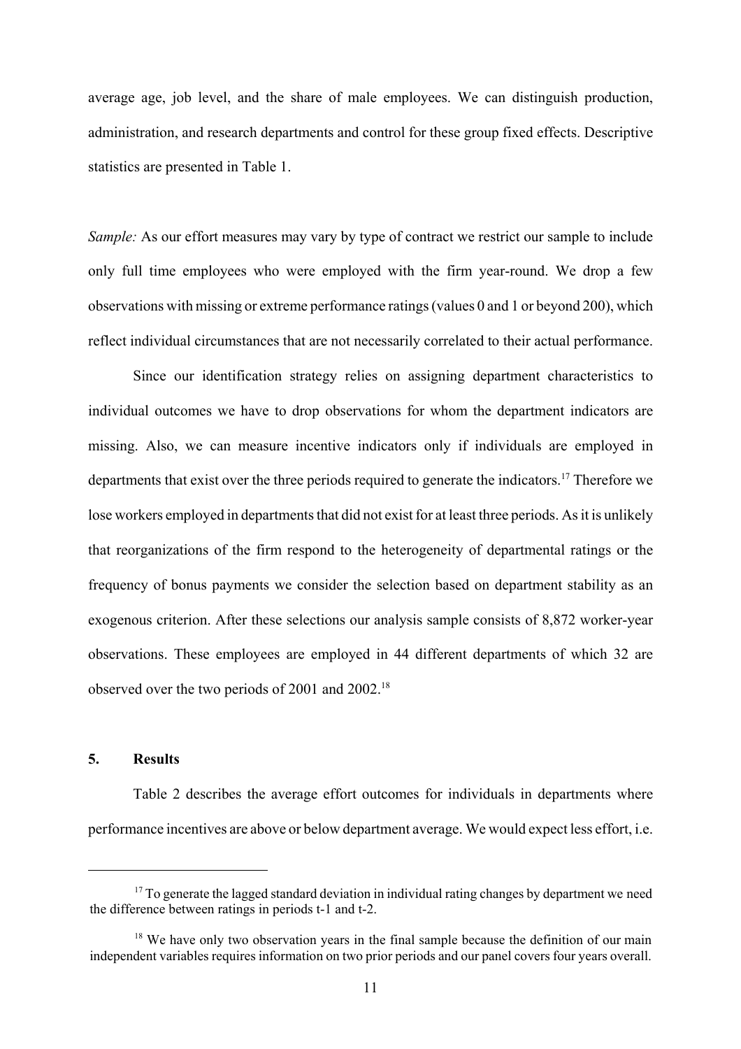average age, job level, and the share of male employees. We can distinguish production, administration, and research departments and control for these group fixed effects. Descriptive statistics are presented in Table 1.

*Sample:* As our effort measures may vary by type of contract we restrict our sample to include only full time employees who were employed with the firm year-round. We drop a few observations with missing or extreme performance ratings (values 0 and 1 or beyond 200), which reflect individual circumstances that are not necessarily correlated to their actual performance.

Since our identification strategy relies on assigning department characteristics to individual outcomes we have to drop observations for whom the department indicators are missing. Also, we can measure incentive indicators only if individuals are employed in departments that exist over the three periods required to generate the indicators.[17] Therefore we lose workers employed in departments that did not exist for at least three periods. As it is unlikely that reorganizations of the firm respond to the heterogeneity of departmental ratings or the frequency of bonus payments we consider the selection based on department stability as an exogenous criterion. After these selections our analysis sample consists of 8,872 worker-year observations. These employees are employed in 44 different departments of which 32 are observed over the two periods of 2001 and 2002.[18]

## 5. Results

Table 2 describes the average effort outcomes for individuals in departments where performance incentives are above or below department average. We would expect less effort, i.e.

[17] To generate the lagged standard deviation in individual rating changes by department we need the difference between ratings in periods t-1 and t-2.

[18] We have only two observation years in the final sample because the definition of our main independent variables requires information on two prior periods and our panel covers four years overall.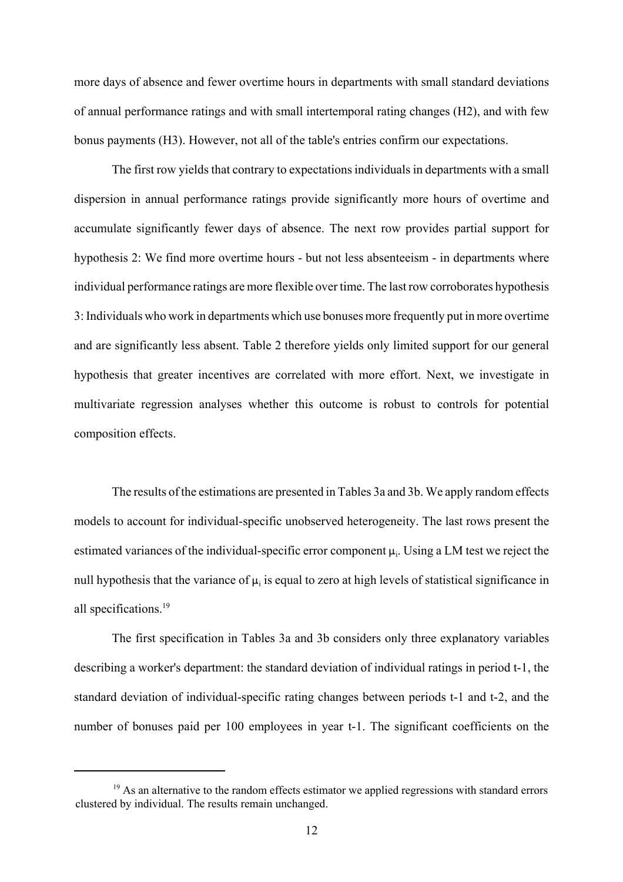more days of absence and fewer overtime hours in departments with small standard deviations of annual performance ratings and with small intertemporal rating changes (H2), and with few bonus payments (H3). However, not all of the table's entries confirm our expectations.

The first row yields that contrary to expectations individuals in departments with a small dispersion in annual performance ratings provide significantly more hours of overtime and accumulate significantly fewer days of absence. The next row provides partial support for hypothesis 2: We find more overtime hours - but not less absenteeism - in departments where individual performance ratings are more flexible over time. The last row corroborates hypothesis 3: Individuals who work in departments which use bonuses more frequently put in more overtime and are significantly less absent. Table 2 therefore yields only limited support for our general hypothesis that greater incentives are correlated with more effort. Next, we investigate in multivariate regression analyses whether this outcome is robust to controls for potential composition effects.

The results of the estimations are presented in Tables 3a and 3b. We apply random effects models to account for individual-specific unobserved heterogeneity. The last rows present the estimated variances of the individual-specific error component $\mu_i$. Using a LM test we reject the null hypothesis that the variance of $\mu_i$ is equal to zero at high levels of statistical significance in all specifications.[19]

The first specification in Tables 3a and 3b considers only three explanatory variables describing a worker's department: the standard deviation of individual ratings in period t-1, the standard deviation of individual-specific rating changes between periods t-1 and t-2, and the number of bonuses paid per 100 employees in year t-1. The significant coefficients on the

[19] As an alternative to the random effects estimator we applied regressions with standard errors clustered by individual. The results remain unchanged.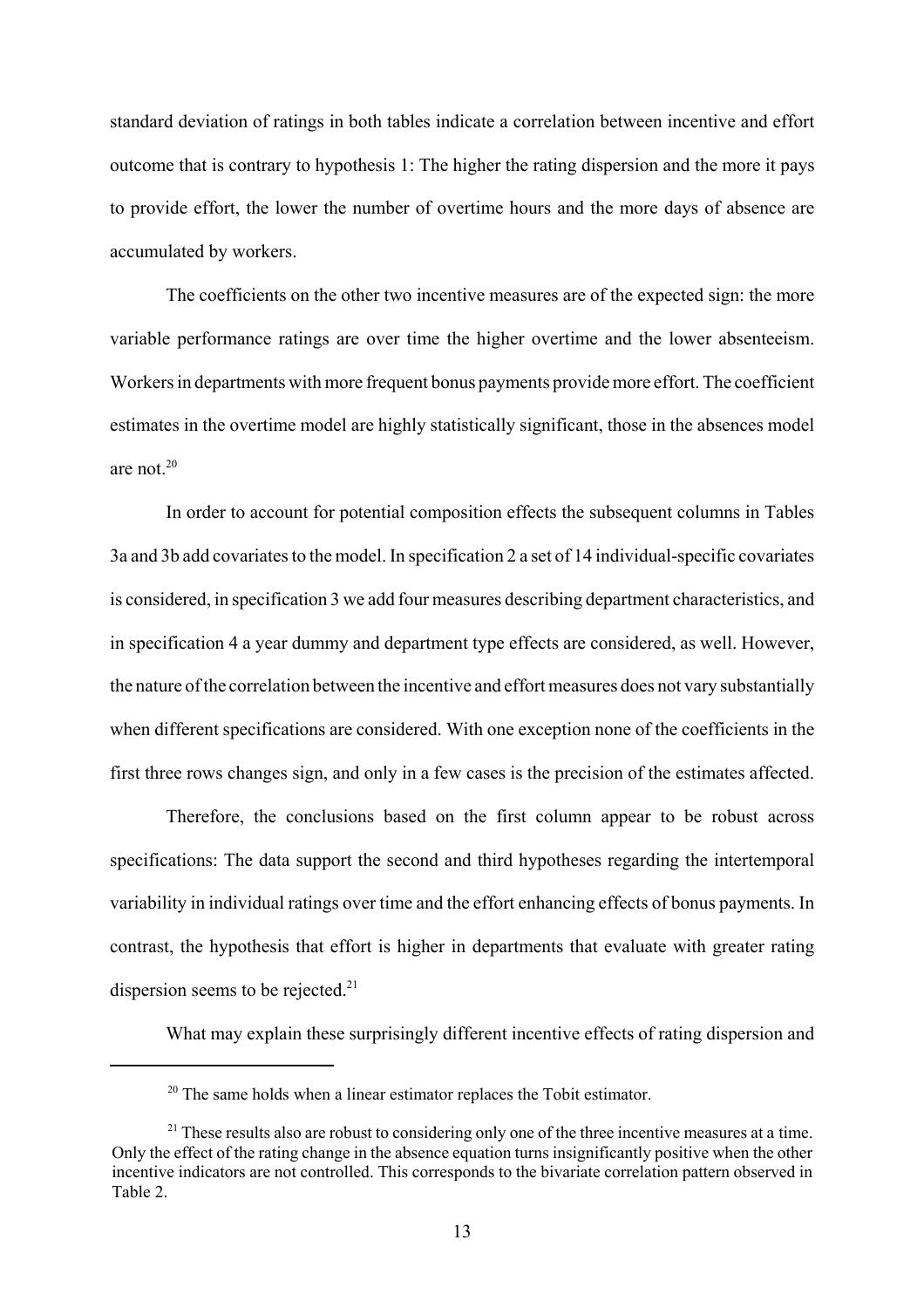standard deviation of ratings in both tables indicate a correlation between incentive and effort outcome that is contrary to hypothesis 1: The higher the rating dispersion and the more it pays to provide effort, the lower the number of overtime hours and the more days of absence are accumulated by workers.

The coefficients on the other two incentive measures are of the expected sign: the more variable performance ratings are over time the higher overtime and the lower absenteeism. Workers in departments with more frequent bonus payments provide more effort. The coefficient estimates in the overtime model are highly statistically significant, those in the absences model are not.[20]

In order to account for potential composition effects the subsequent columns in Tables 3a and 3b add covariates to the model. In specification 2 a set of 14 individual-specific covariates is considered, in specification 3 we add four measures describing department characteristics, and in specification 4 a year dummy and department type effects are considered, as well. However, the nature of the correlation between the incentive and effort measures does not vary substantially when different specifications are considered. With one exception none of the coefficients in the first three rows changes sign, and only in a few cases is the precision of the estimates affected.

Therefore, the conclusions based on the first column appear to be robust across specifications: The data support the second and third hypotheses regarding the intertemporal variability in individual ratings over time and the effort enhancing effects of bonus payments. In contrast, the hypothesis that effort is higher in departments that evaluate with greater rating dispersion seems to be rejected.[21]

What may explain these surprisingly different incentive effects of rating dispersion and

[20] The same holds when a linear estimator replaces the Tobit estimator.

[21] These results also are robust to considering only one of the three incentive measures at a time. Only the effect of the rating change in the absence equation turns insignificantly positive when the other incentive indicators are not controlled. This corresponds to the bivariate correlation pattern observed in Table 2.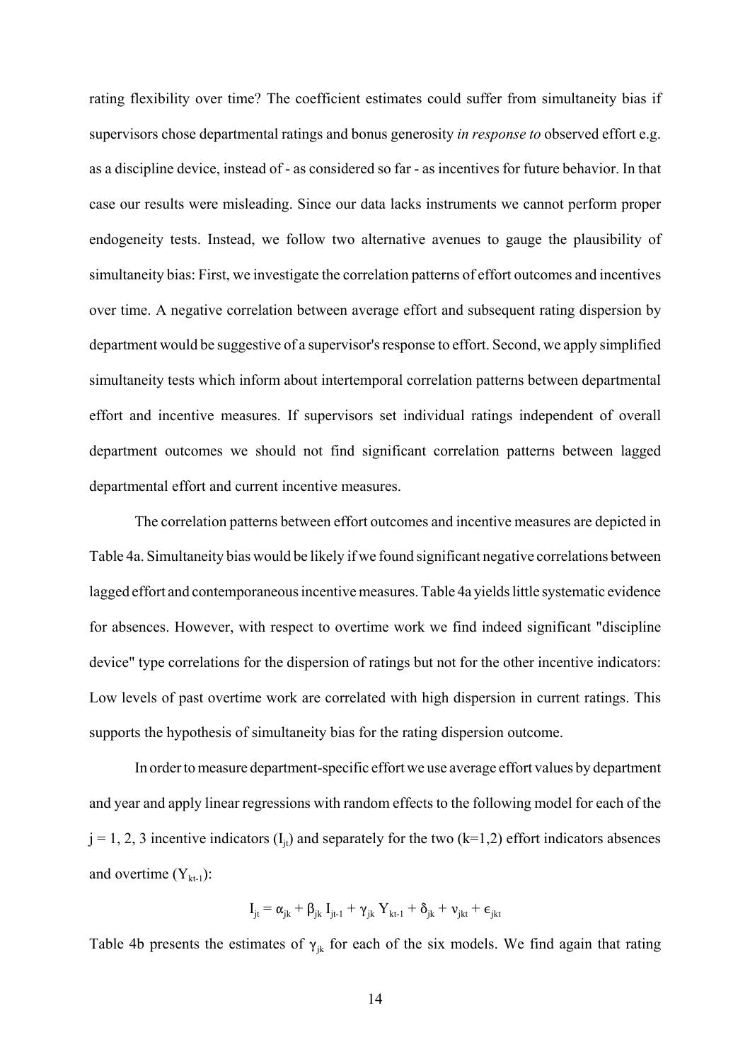rating flexibility over time? The coefficient estimates could suffer from simultaneity bias if supervisors chose departmental ratings and bonus generosity *in response to* observed effort e.g. as a discipline device, instead of - as considered so far - as incentives for future behavior. In that case our results were misleading. Since our data lacks instruments we cannot perform proper endogeneity tests. Instead, we follow two alternative avenues to gauge the plausibility of simultaneity bias: First, we investigate the correlation patterns of effort outcomes and incentives over time. A negative correlation between average effort and subsequent rating dispersion by department would be suggestive of a supervisor's response to effort. Second, we apply simplified simultaneity tests which inform about intertemporal correlation patterns between departmental effort and incentive measures. If supervisors set individual ratings independent of overall department outcomes we should not find significant correlation patterns between lagged departmental effort and current incentive measures.

The correlation patterns between effort outcomes and incentive measures are depicted in Table 4a. Simultaneity bias would be likely if we found significant negative correlations between lagged effort and contemporaneous incentive measures. Table 4a yields little systematic evidence for absences. However, with respect to overtime work we find indeed significant "discipline device" type correlations for the dispersion of ratings but not for the other incentive indicators: Low levels of past overtime work are correlated with high dispersion in current ratings. This supports the hypothesis of simultaneity bias for the rating dispersion outcome.

In order to measure department-specific effort we use average effort values by department and year and apply linear regressions with random effects to the following model for each of the $j = 1, 2, 3$ incentive indicators ($I_{jt}$) and separately for the two ($k=1,2$) effort indicators absences and overtime ($Y_{kt-1}$):

$$I_{jt} = \alpha_{jk} + \beta_{jk} I_{jt-1} + \gamma_{jk} Y_{kt-1} + \delta_{jk} + \nu_{jkt} + \epsilon_{jkt}$$

Table 4b presents the estimates of $\gamma_{jk}$ for each of the six models. We find again that rating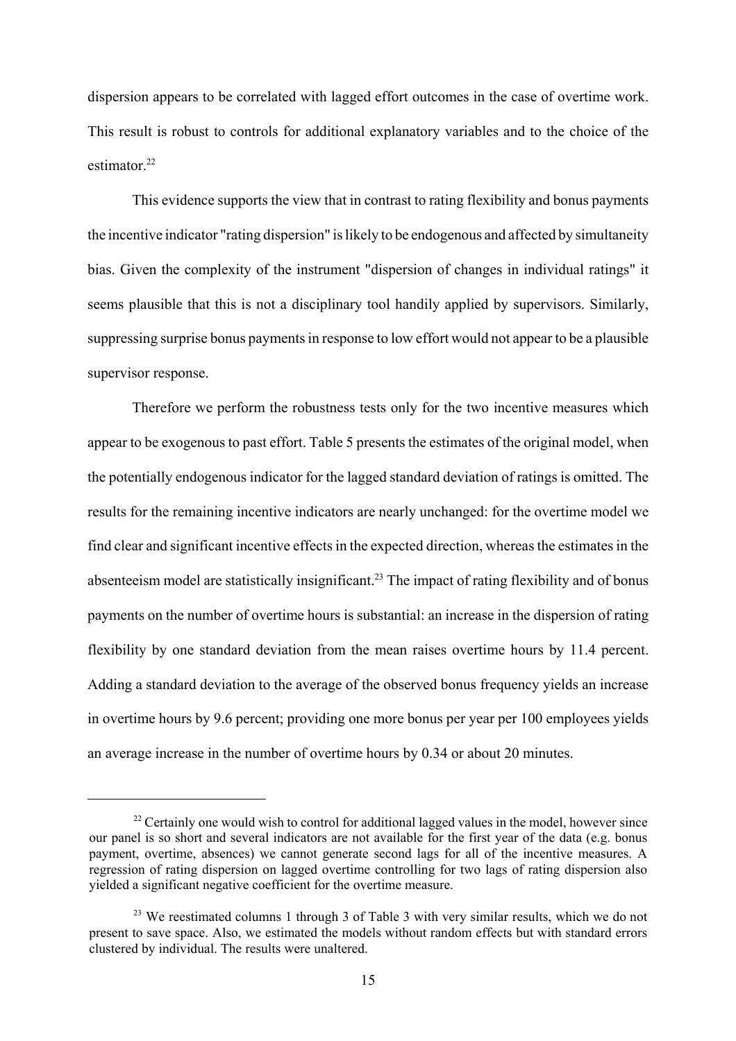dispersion appears to be correlated with lagged effort outcomes in the case of overtime work. This result is robust to controls for additional explanatory variables and to the choice of the estimator.[22]

This evidence supports the view that in contrast to rating flexibility and bonus payments the incentive indicator "rating dispersion" is likely to be endogenous and affected by simultaneity bias. Given the complexity of the instrument "dispersion of changes in individual ratings" it seems plausible that this is not a disciplinary tool handily applied by supervisors. Similarly, suppressing surprise bonus payments in response to low effort would not appear to be a plausible supervisor response.

Therefore we perform the robustness tests only for the two incentive measures which appear to be exogenous to past effort. Table 5 presents the estimates of the original model, when the potentially endogenous indicator for the lagged standard deviation of ratings is omitted. The results for the remaining incentive indicators are nearly unchanged: for the overtime model we find clear and significant incentive effects in the expected direction, whereas the estimates in the absenteeism model are statistically insignificant.[23] The impact of rating flexibility and of bonus payments on the number of overtime hours is substantial: an increase in the dispersion of rating flexibility by one standard deviation from the mean raises overtime hours by 11.4 percent. Adding a standard deviation to the average of the observed bonus frequency yields an increase in overtime hours by 9.6 percent; providing one more bonus per year per 100 employees yields an average increase in the number of overtime hours by 0.34 or about 20 minutes.

[22] Certainly one would wish to control for additional lagged values in the model, however since our panel is so short and several indicators are not available for the first year of the data (e.g. bonus payment, overtime, absences) we cannot generate second lags for all of the incentive measures. A regression of rating dispersion on lagged overtime controlling for two lags of rating dispersion also yielded a significant negative coefficient for the overtime measure.

[23] We reestimated columns 1 through 3 of Table 3 with very similar results, which we do not present to save space. Also, we estimated the models without random effects but with standard errors clustered by individual. The results were unaltered.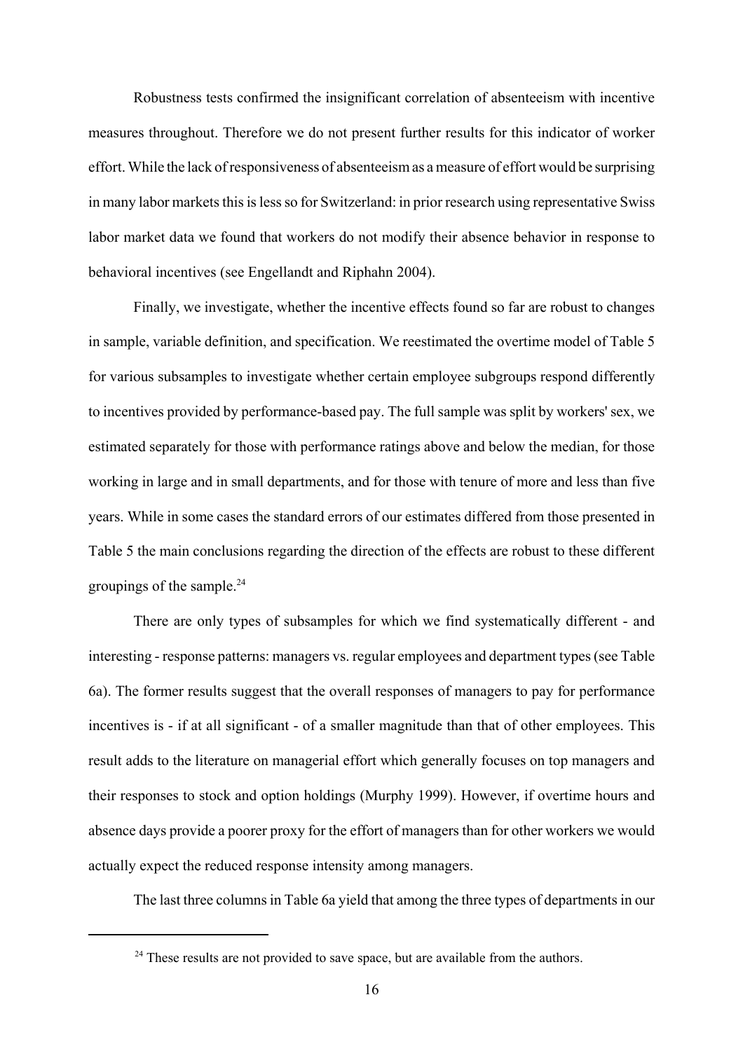Robustness tests confirmed the insignificant correlation of absenteeism with incentive measures throughout. Therefore we do not present further results for this indicator of worker effort. While the lack of responsiveness of absenteeism as a measure of effort would be surprising in many labor markets this is less so for Switzerland: in prior research using representative Swiss labor market data we found that workers do not modify their absence behavior in response to behavioral incentives (see Engellandt and Riphahn 2004).

Finally, we investigate, whether the incentive effects found so far are robust to changes in sample, variable definition, and specification. We reestimated the overtime model of Table 5 for various subsamples to investigate whether certain employee subgroups respond differently to incentives provided by performance-based pay. The full sample was split by workers' sex, we estimated separately for those with performance ratings above and below the median, for those working in large and in small departments, and for those with tenure of more and less than five years. While in some cases the standard errors of our estimates differed from those presented in Table 5 the main conclusions regarding the direction of the effects are robust to these different groupings of the sample.[24]

There are only types of subsamples for which we find systematically different - and interesting - response patterns: managers vs. regular employees and department types (see Table 6a). The former results suggest that the overall responses of managers to pay for performance incentives is - if at all significant - of a smaller magnitude than that of other employees. This result adds to the literature on managerial effort which generally focuses on top managers and their responses to stock and option holdings (Murphy 1999). However, if overtime hours and absence days provide a poorer proxy for the effort of managers than for other workers we would actually expect the reduced response intensity among managers.

The last three columns in Table 6a yield that among the three types of departments in our

[24] These results are not provided to save space, but are available from the authors.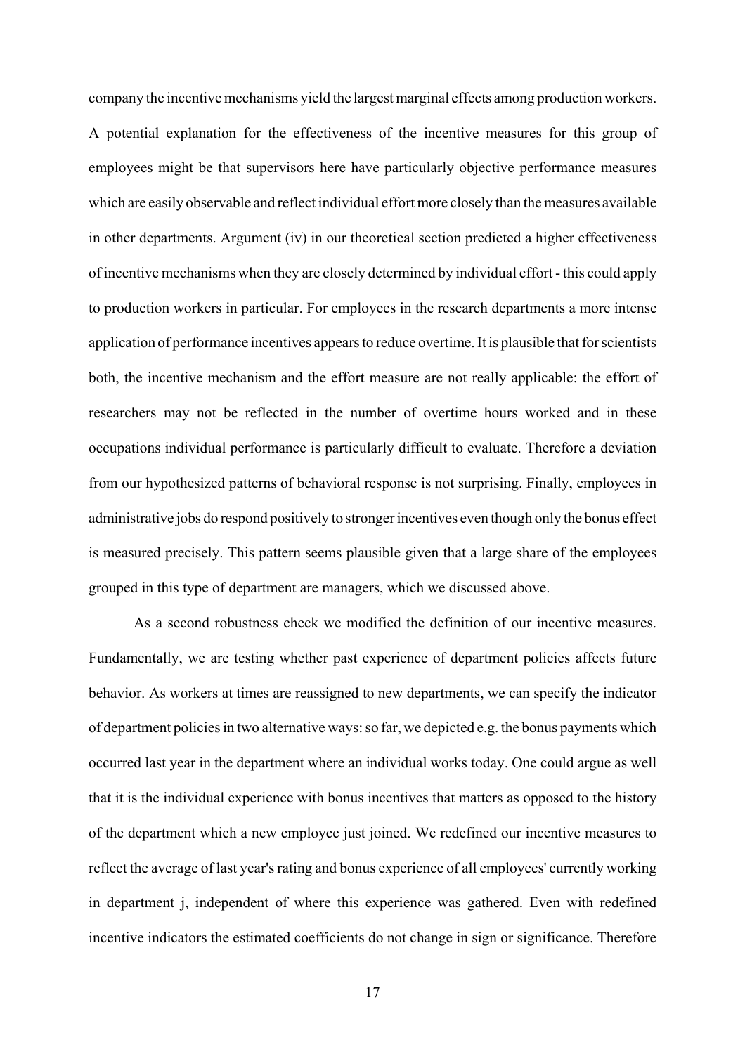company the incentive mechanisms yield the largest marginal effects among production workers. A potential explanation for the effectiveness of the incentive measures for this group of employees might be that supervisors here have particularly objective performance measures which are easily observable and reflect individual effort more closely than the measures available in other departments. Argument (iv) in our theoretical section predicted a higher effectiveness of incentive mechanisms when they are closely determined by individual effort - this could apply to production workers in particular. For employees in the research departments a more intense application of performance incentives appears to reduce overtime. It is plausible that for scientists both, the incentive mechanism and the effort measure are not really applicable: the effort of researchers may not be reflected in the number of overtime hours worked and in these occupations individual performance is particularly difficult to evaluate. Therefore a deviation from our hypothesized patterns of behavioral response is not surprising. Finally, employees in administrative jobs do respond positively to stronger incentives even though only the bonus effect is measured precisely. This pattern seems plausible given that a large share of the employees grouped in this type of department are managers, which we discussed above.

As a second robustness check we modified the definition of our incentive measures. Fundamentally, we are testing whether past experience of department policies affects future behavior. As workers at times are reassigned to new departments, we can specify the indicator of department policies in two alternative ways: so far, we depicted e.g. the bonus payments which occurred last year in the department where an individual works today. One could argue as well that it is the individual experience with bonus incentives that matters as opposed to the history of the department which a new employee just joined. We redefined our incentive measures to reflect the average of last year's rating and bonus experience of all employees' currently working in department j, independent of where this experience was gathered. Even with redefined incentive indicators the estimated coefficients do not change in sign or significance. Therefore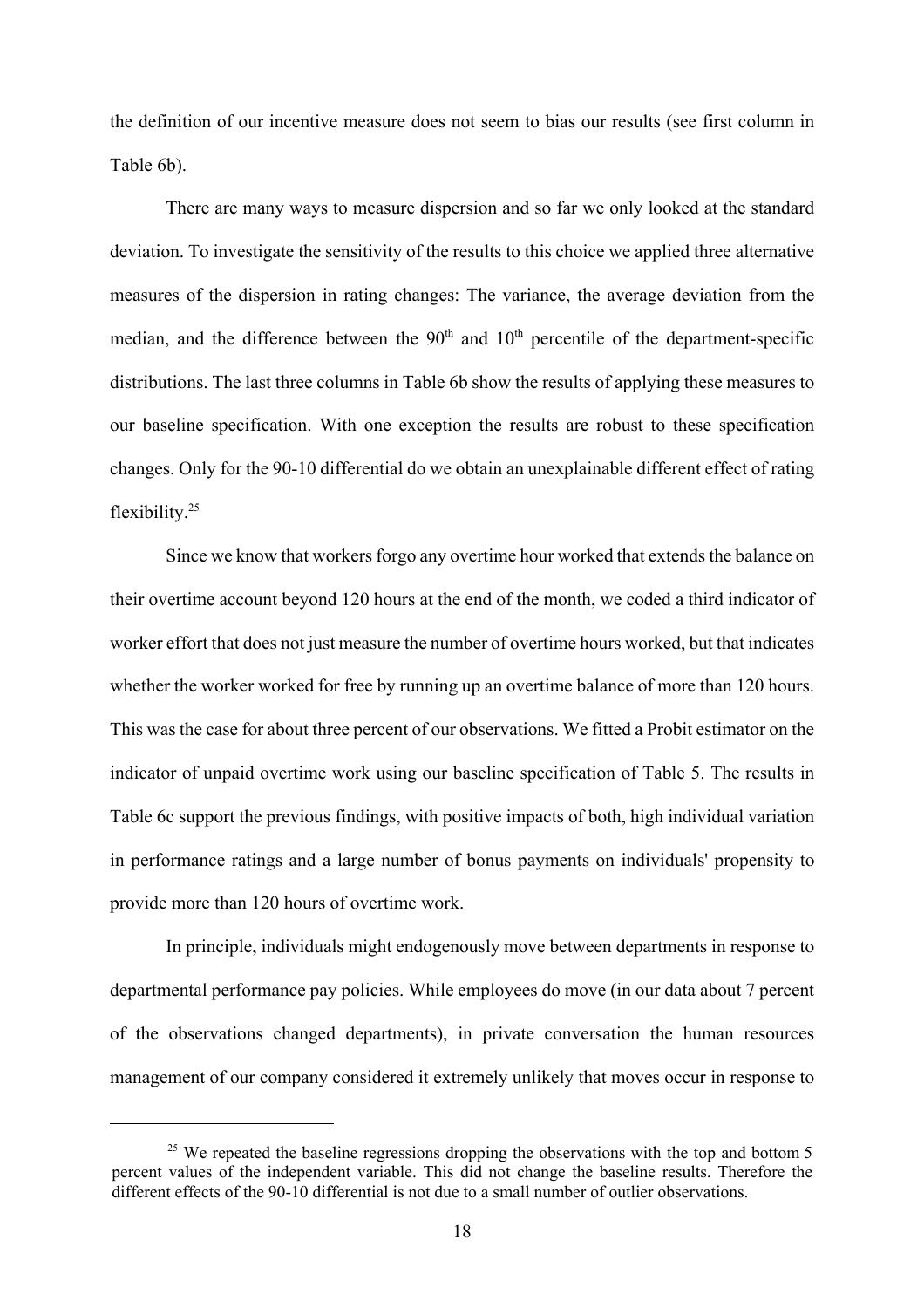the definition of our incentive measure does not seem to bias our results (see first column in Table 6b).

There are many ways to measure dispersion and so far we only looked at the standard deviation. To investigate the sensitivity of the results to this choice we applied three alternative measures of the dispersion in rating changes: The variance, the average deviation from the median, and the difference between the 90th and 10th percentile of the department-specific distributions. The last three columns in Table 6b show the results of applying these measures to our baseline specification. With one exception the results are robust to these specification changes. Only for the 90-10 differential do we obtain an unexplainable different effect of rating flexibility.[25]

Since we know that workers forgo any overtime hour worked that extends the balance on their overtime account beyond 120 hours at the end of the month, we coded a third indicator of worker effort that does not just measure the number of overtime hours worked, but that indicates whether the worker worked for free by running up an overtime balance of more than 120 hours. This was the case for about three percent of our observations. We fitted a Probit estimator on the indicator of unpaid overtime work using our baseline specification of Table 5. The results in Table 6c support the previous findings, with positive impacts of both, high individual variation in performance ratings and a large number of bonus payments on individuals' propensity to provide more than 120 hours of overtime work.

In principle, individuals might endogenously move between departments in response to departmental performance pay policies. While employees do move (in our data about 7 percent of the observations changed departments), in private conversation the human resources management of our company considered it extremely unlikely that moves occur in response to

[25] We repeated the baseline regressions dropping the observations with the top and bottom 5 percent values of the independent variable. This did not change the baseline results. Therefore the different effects of the 90-10 differential is not due to a small number of outlier observations.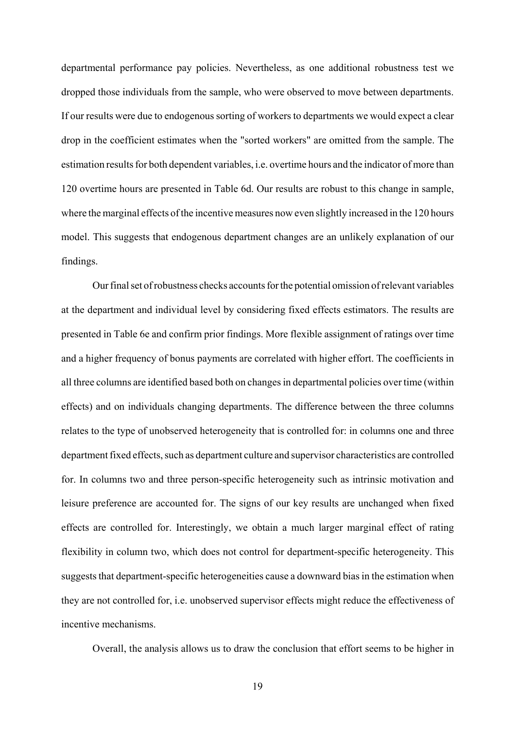departmental performance pay policies. Nevertheless, as one additional robustness test we dropped those individuals from the sample, who were observed to move between departments. If our results were due to endogenous sorting of workers to departments we would expect a clear drop in the coefficient estimates when the "sorted workers" are omitted from the sample. The estimation results for both dependent variables, i.e. overtime hours and the indicator of more than 120 overtime hours are presented in Table 6d. Our results are robust to this change in sample, where the marginal effects of the incentive measures now even slightly increased in the 120 hours model. This suggests that endogenous department changes are an unlikely explanation of our findings.

Our final set of robustness checks accounts for the potential omission of relevant variables at the department and individual level by considering fixed effects estimators. The results are presented in Table 6e and confirm prior findings. More flexible assignment of ratings over time and a higher frequency of bonus payments are correlated with higher effort. The coefficients in all three columns are identified based both on changes in departmental policies over time (within effects) and on individuals changing departments. The difference between the three columns relates to the type of unobserved heterogeneity that is controlled for: in columns one and three department fixed effects, such as department culture and supervisor characteristics are controlled for. In columns two and three person-specific heterogeneity such as intrinsic motivation and leisure preference are accounted for. The signs of our key results are unchanged when fixed effects are controlled for. Interestingly, we obtain a much larger marginal effect of rating flexibility in column two, which does not control for department-specific heterogeneity. This suggests that department-specific heterogeneities cause a downward bias in the estimation when they are not controlled for, i.e. unobserved supervisor effects might reduce the effectiveness of incentive mechanisms.

Overall, the analysis allows us to draw the conclusion that effort seems to be higher in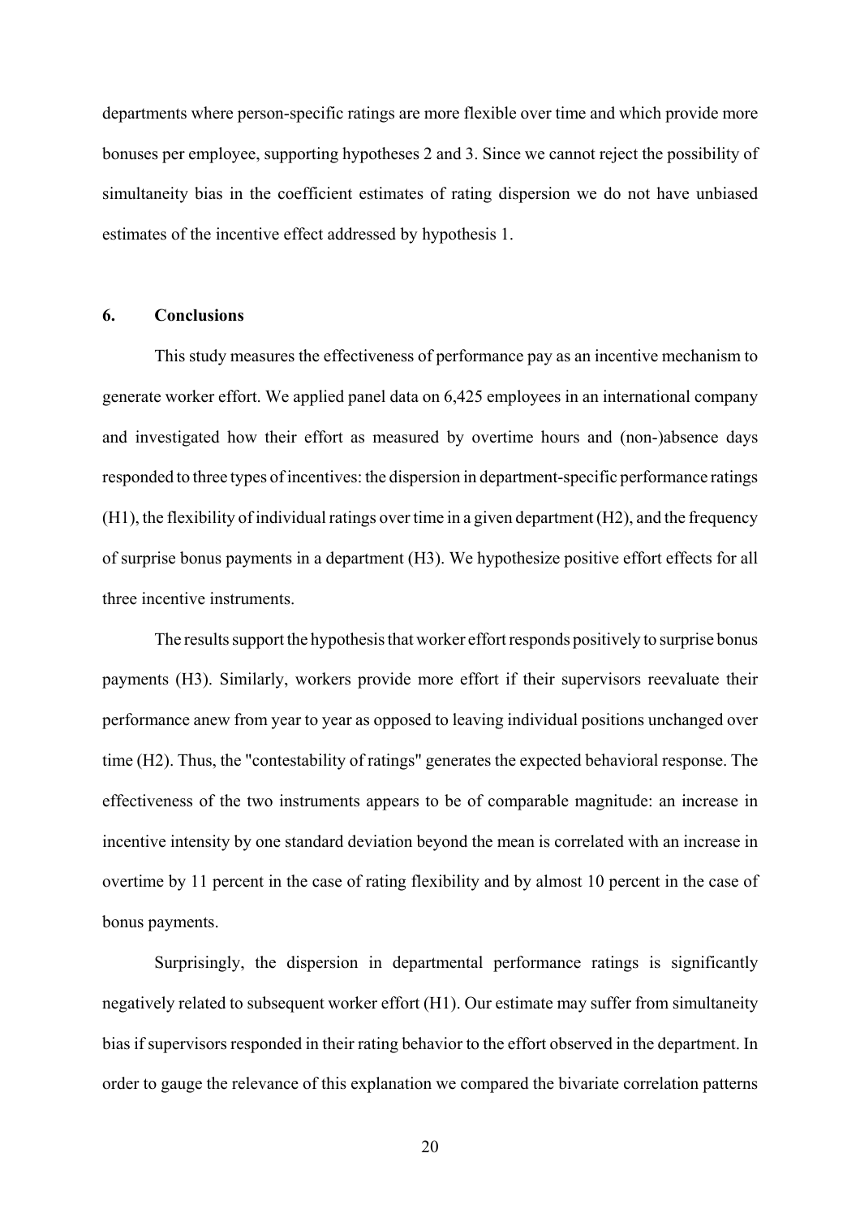departments where person-specific ratings are more flexible over time and which provide more bonuses per employee, supporting hypotheses 2 and 3. Since we cannot reject the possibility of simultaneity bias in the coefficient estimates of rating dispersion we do not have unbiased estimates of the incentive effect addressed by hypothesis 1.

## 6. Conclusions

This study measures the effectiveness of performance pay as an incentive mechanism to generate worker effort. We applied panel data on 6,425 employees in an international company and investigated how their effort as measured by overtime hours and (non-)absence days responded to three types of incentives: the dispersion in department-specific performance ratings (H1), the flexibility of individual ratings over time in a given department (H2), and the frequency of surprise bonus payments in a department (H3). We hypothesize positive effort effects for all three incentive instruments.

The results support the hypothesis that worker effort responds positively to surprise bonus payments (H3). Similarly, workers provide more effort if their supervisors reevaluate their performance anew from year to year as opposed to leaving individual positions unchanged over time (H2). Thus, the "contestability of ratings" generates the expected behavioral response. The effectiveness of the two instruments appears to be of comparable magnitude: an increase in incentive intensity by one standard deviation beyond the mean is correlated with an increase in overtime by 11 percent in the case of rating flexibility and by almost 10 percent in the case of bonus payments.

Surprisingly, the dispersion in departmental performance ratings is significantly negatively related to subsequent worker effort (H1). Our estimate may suffer from simultaneity bias if supervisors responded in their rating behavior to the effort observed in the department. In order to gauge the relevance of this explanation we compared the bivariate correlation patterns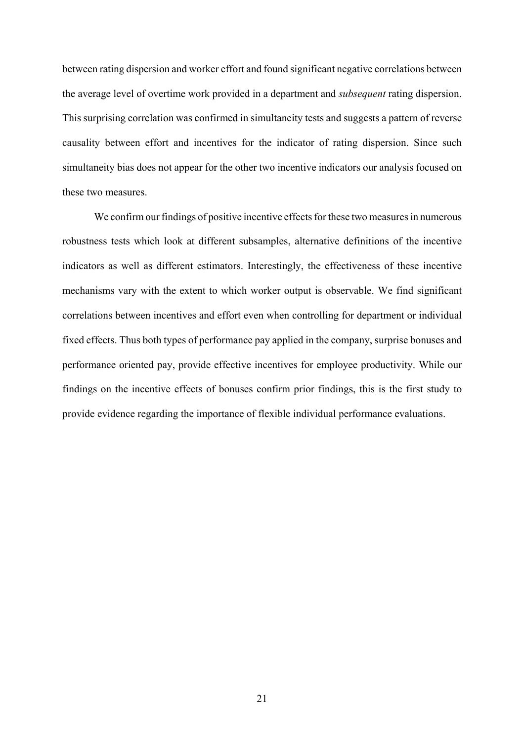between rating dispersion and worker effort and found significant negative correlations between the average level of overtime work provided in a department and *subsequent* rating dispersion. This surprising correlation was confirmed in simultaneity tests and suggests a pattern of reverse causality between effort and incentives for the indicator of rating dispersion. Since such simultaneity bias does not appear for the other two incentive indicators our analysis focused on these two measures.

We confirm our findings of positive incentive effects for these two measures in numerous robustness tests which look at different subsamples, alternative definitions of the incentive indicators as well as different estimators. Interestingly, the effectiveness of these incentive mechanisms vary with the extent to which worker output is observable. We find significant correlations between incentives and effort even when controlling for department or individual fixed effects. Thus both types of performance pay applied in the company, surprise bonuses and performance oriented pay, provide effective incentives for employee productivity. While our findings on the incentive effects of bonuses confirm prior findings, this is the first study to provide evidence regarding the importance of flexible individual performance evaluations.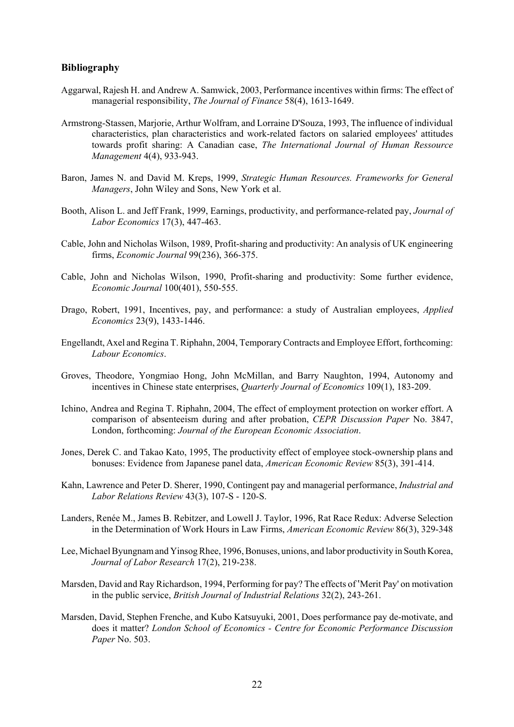## Bibliography

Aggarwal, Rajesh H. and Andrew A. Samwick, 2003, Performance incentives within firms: The effect of managerial responsibility, *The Journal of Finance* 58(4), 1613-1649.

Armstrong-Stassen, Marjorie, Arthur Wolfram, and Lorraine D'Souza, 1993, The influence of individual characteristics, plan characteristics and work-related factors on salaried employees' attitudes towards profit sharing: A Canadian case, *The International Journal of Human Ressource Management* 4(4), 933-943.

Baron, James N. and David M. Kreps, 1999, *Strategic Human Resources. Frameworks for General Managers*, John Wiley and Sons, New York et al.

Booth, Alison L. and Jeff Frank, 1999, Earnings, productivity, and performance-related pay, *Journal of Labor Economics* 17(3), 447-463.

Cable, John and Nicholas Wilson, 1989, Profit-sharing and productivity: An analysis of UK engineering firms, *Economic Journal* 99(236), 366-375.

Cable, John and Nicholas Wilson, 1990, Profit-sharing and productivity: Some further evidence, *Economic Journal* 100(401), 550-555.

Drago, Robert, 1991, Incentives, pay, and performance: a study of Australian employees, *Applied Economics* 23(9), 1433-1446.

Engellandt, Axel and Regina T. Riphahn, 2004, Temporary Contracts and Employee Effort, forthcoming: *Labour Economics*.

Groves, Theodore, Yongmiao Hong, John McMillan, and Barry Naughton, 1994, Autonomy and incentives in Chinese state enterprises, *Quarterly Journal of Economics* 109(1), 183-209.

Ichino, Andrea and Regina T. Riphahn, 2004, The effect of employment protection on worker effort. A comparison of absenteeism during and after probation, *CEPR Discussion Paper* No. 3847, London, forthcoming: *Journal of the European Economic Association*.

Jones, Derek C. and Takao Kato, 1995, The productivity effect of employee stock-ownership plans and bonuses: Evidence from Japanese panel data, *American Economic Review* 85(3), 391-414.

Kahn, Lawrence and Peter D. Sherer, 1990, Contingent pay and managerial performance, *Industrial and Labor Relations Review* 43(3), 107-S - 120-S.

Landers, Renée M., James B. Rebitzer, and Lowell J. Taylor, 1996, Rat Race Redux: Adverse Selection in the Determination of Work Hours in Law Firms, *American Economic Review* 86(3), 329-348

Lee, Michael Byungnam and Yinsog Rhee, 1996, Bonuses, unions, and labor productivity in South Korea, *Journal of Labor Research* 17(2), 219-238.

Marsden, David and Ray Richardson, 1994, Performing for pay? The effects of 'Merit Pay' on motivation in the public service, *British Journal of Industrial Relations* 32(2), 243-261.

Marsden, David, Stephen Frenche, and Kubo Katsuyuki, 2001, Does performance pay de-motivate, and does it matter? *London School of Economics - Centre for Economic Performance Discussion Paper* No. 503.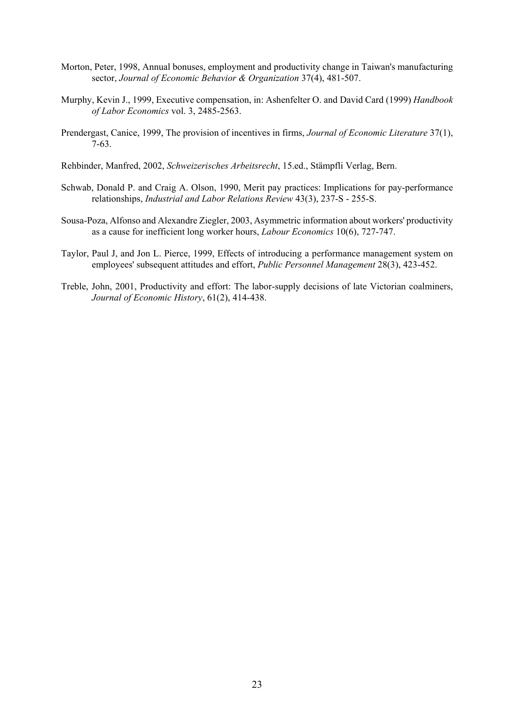Morton, Peter, 1998, Annual bonuses, employment and productivity change in Taiwan's manufacturing sector, *Journal of Economic Behavior & Organization* 37(4), 481-507.

Murphy, Kevin J., 1999, Executive compensation, in: Ashenfelter O. and David Card (1999) *Handbook of Labor Economics* vol. 3, 2485-2563.

Prendergast, Canice, 1999, The provision of incentives in firms, *Journal of Economic Literature* 37(1), 7-63.

Rehbinder, Manfred, 2002, *Schweizerisches Arbeitsrecht*, 15.ed., Stämpfli Verlag, Bern.

Schwab, Donald P. and Craig A. Olson, 1990, Merit pay practices: Implications for pay-performance relationships, *Industrial and Labor Relations Review* 43(3), 237-S - 255-S.

Sousa-Poza, Alfonso and Alexandre Ziegler, 2003, Asymmetric information about workers' productivity as a cause for inefficient long worker hours, *Labour Economics* 10(6), 727-747.

Taylor, Paul J, and Jon L. Pierce, 1999, Effects of introducing a performance management system on employees' subsequent attitudes and effort, *Public Personnel Management* 28(3), 423-452.

Treble, John, 2001, Productivity and effort: The labor-supply decisions of late Victorian coalminers, *Journal of Economic History*, 61(2), 414-438.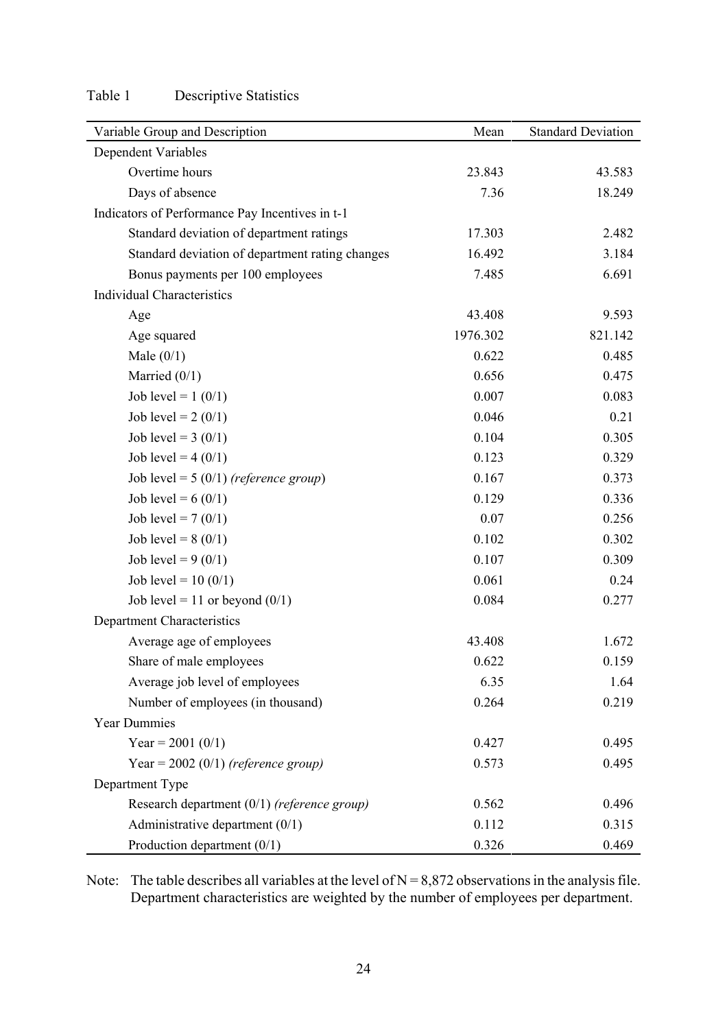Table 1 Descriptive Statistics

| Variable Group and Description | Mean | Standard Deviation |
|---|---|---|
| Dependent Variables | | |
| Overtime hours | 23.843 | 43.583 |
| Days of absence | 7.36 | 18.249 |
| Indicators of Performance Pay Incentives in t-1 | | |
| Standard deviation of department ratings | 17.303 | 2.482 |
| Standard deviation of department rating changes | 16.492 | 3.184 |
| Bonus payments per 100 employees | 7.485 | 6.691 |
| Individual Characteristics | | |
| Age | 43.408 | 9.593 |
| Age squared | 1976.302 | 821.142 |
| Male (0/1) | 0.622 | 0.485 |
| Married (0/1) | 0.656 | 0.475 |
| Job level = 1 (0/1) | 0.007 | 0.083 |
| Job level = 2 (0/1) | 0.046 | 0.21 |
| Job level = 3 (0/1) | 0.104 | 0.305 |
| Job level = 4 (0/1) | 0.123 | 0.329 |
| Job level = 5 (0/1) *(reference group)* | 0.167 | 0.373 |
| Job level = 6 (0/1) | 0.129 | 0.336 |
| Job level = 7 (0/1) | 0.07 | 0.256 |
| Job level = 8 (0/1) | 0.102 | 0.302 |
| Job level = 9 (0/1) | 0.107 | 0.309 |
| Job level = 10 (0/1) | 0.061 | 0.24 |
| Job level = 11 or beyond (0/1) | 0.084 | 0.277 |
| Department Characteristics | | |
| Average age of employees | 43.408 | 1.672 |
| Share of male employees | 0.622 | 0.159 |
| Average job level of employees | 6.35 | 1.64 |
| Number of employees (in thousand) | 0.264 | 0.219 |
| Year Dummies | | |
| Year = 2001 (0/1) | 0.427 | 0.495 |
| Year = 2002 (0/1) *(reference group)* | 0.573 | 0.495 |
| Department Type | | |
| Research department (0/1) *(reference group)* | 0.562 | 0.496 |
| Administrative department (0/1) | 0.112 | 0.315 |
| Production department (0/1) | 0.326 | 0.469 |

Note: The table describes all variables at the level of N = 8,872 observations in the analysis file. Department characteristics are weighted by the number of employees per department.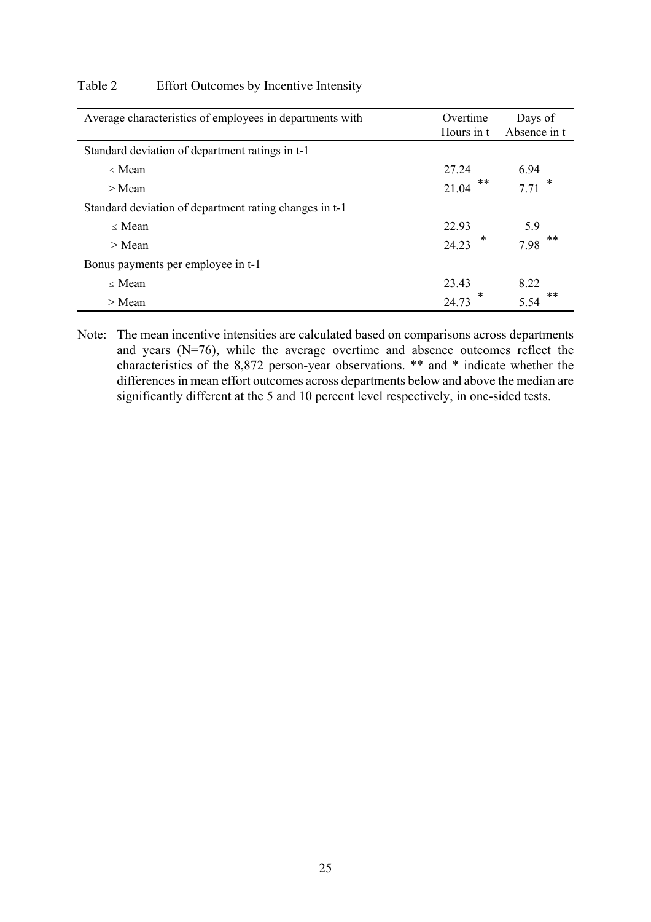Table 2 Effort Outcomes by Incentive Intensity

| Average characteristics of employees in departments with | Overtime Hours in t | Days of Absence in t |
|---|---|---|
| Standard deviation of department ratings in t-1 | | |
| ≤ Mean | 27.24 | 6.94 |
| > Mean | 21.04 ** | 7.71 * |
| Standard deviation of department rating changes in t-1 | | |
| ≤ Mean | 22.93 | 5.9 |
| > Mean | 24.23 * | 7.98 ** |
| Bonus payments per employee in t-1 | | |
| ≤ Mean | 23.43 | 8.22 |
| > Mean | 24.73 * | 5.54 ** |

Note: The mean incentive intensities are calculated based on comparisons across departments and years (N=76), while the average overtime and absence outcomes reflect the characteristics of the 8,872 person-year observations. ** and * indicate whether the differences in mean effort outcomes across departments below and above the median are significantly different at the 5 and 10 percent level respectively, in one-sided tests.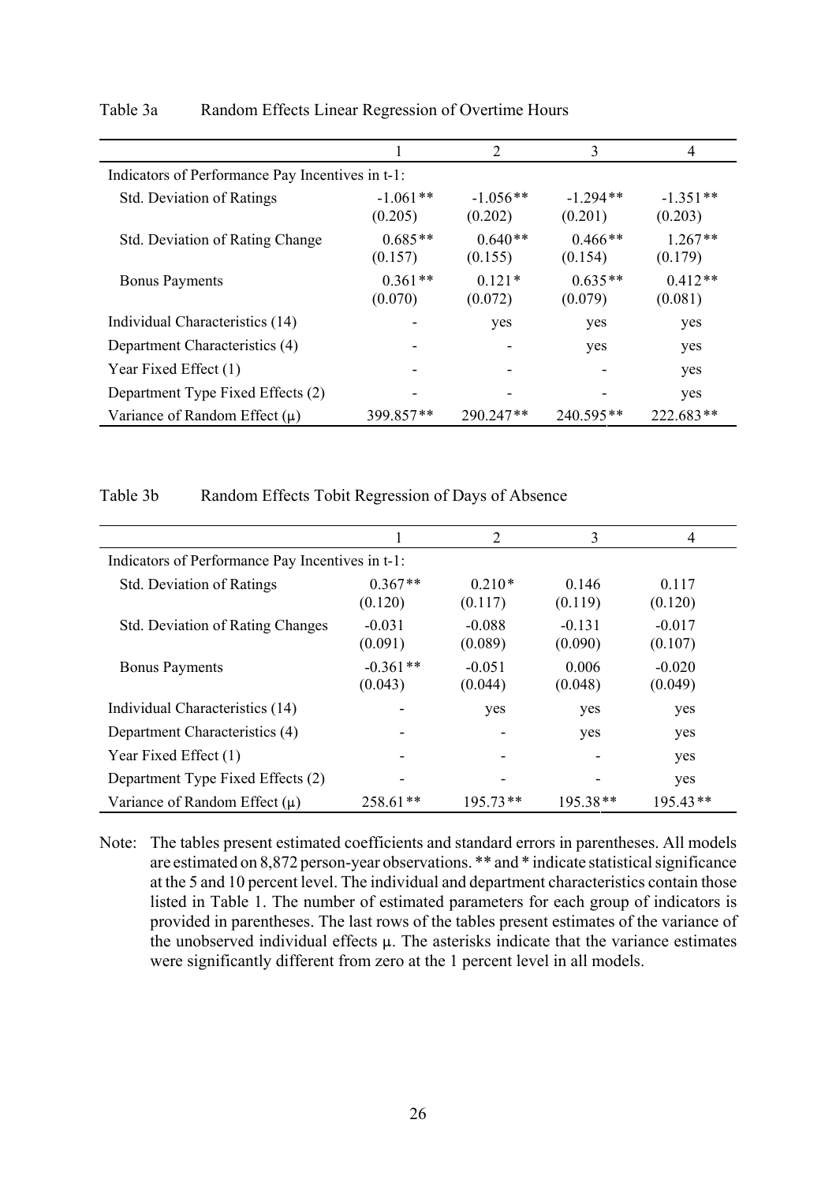Table 3a Random Effects Linear Regression of Overtime Hours

| | 1 | 2 | 3 | 4 |
|---|---|---|---|---|
| Indicators of Performance Pay Incentives in t-1: | | | | |
| Std. Deviation of Ratings | -1.061** (0.205) | -1.056** (0.202) | -1.294** (0.201) | -1.351** (0.203) |
| Std. Deviation of Rating Change | 0.685** (0.157) | 0.640** (0.155) | 0.466** (0.154) | 1.267** (0.179) |
| Bonus Payments | 0.361** (0.070) | 0.121* (0.072) | 0.635** (0.079) | 0.412** (0.081) |
| Individual Characteristics (14) | - | yes | yes | yes |
| Department Characteristics (4) | - | - | yes | yes |
| Year Fixed Effect (1) | - | - | - | yes |
| Department Type Fixed Effects (2) | - | - | - | yes |
| Variance of Random Effect (μ) | 399.857** | 290.247** | 240.595** | 222.683** |

Table 3b Random Effects Tobit Regression of Days of Absence

| | 1 | 2 | 3 | 4 |
|---|---|---|---|---|
| Indicators of Performance Pay Incentives in t-1: | | | | |
| Std. Deviation of Ratings | 0.367** (0.120) | 0.210* (0.117) | 0.146 (0.119) | 0.117 (0.120) |
| Std. Deviation of Rating Changes | -0.031 (0.091) | -0.088 (0.089) | -0.131 (0.090) | -0.017 (0.107) |
| Bonus Payments | -0.361** (0.043) | -0.051 (0.044) | 0.006 (0.048) | -0.020 (0.049) |
| Individual Characteristics (14) | - | yes | yes | yes |
| Department Characteristics (4) | - | - | yes | yes |
| Year Fixed Effect (1) | - | - | - | yes |
| Department Type Fixed Effects (2) | - | - | - | yes |
| Variance of Random Effect (μ) | 258.61** | 195.73** | 195.38** | 195.43** |

Note: The tables present estimated coefficients and standard errors in parentheses. All models are estimated on 8,872 person-year observations. ** and * indicate statistical significance at the 5 and 10 percent level. The individual and department characteristics contain those listed in Table 1. The number of estimated parameters for each group of indicators is provided in parentheses. The last rows of the tables present estimates of the variance of the unobserved individual effects μ. The asterisks indicate that the variance estimates were significantly different from zero at the 1 percent level in all models.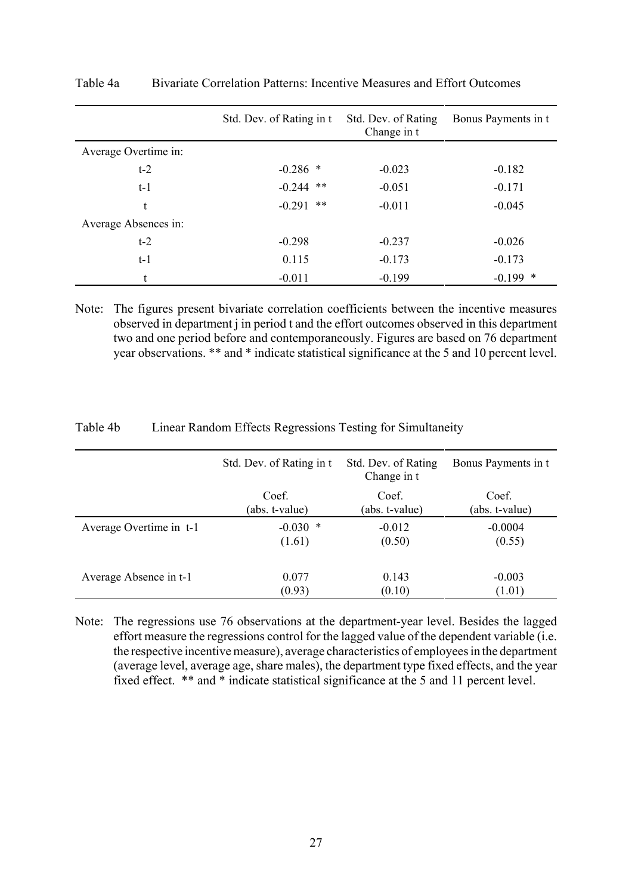Table 4a Bivariate Correlation Patterns: Incentive Measures and Effort Outcomes

| | Std. Dev. of Rating in t | Std. Dev. of Rating Change in t | Bonus Payments in t |
|---|---|---|---|
| Average Overtime in: | | | |
| t-2 | -0.286 * | -0.023 | -0.182 |
| t-1 | -0.244 ** | -0.051 | -0.171 |
| t | -0.291 ** | -0.011 | -0.045 |
| Average Absences in: | | | |
| t-2 | -0.298 | -0.237 | -0.026 |
| t-1 | 0.115 | -0.173 | -0.173 |
| t | -0.011 | -0.199 | -0.199 * |

Note: The figures present bivariate correlation coefficients between the incentive measures observed in department j in period t and the effort outcomes observed in this department two and one period before and contemporaneously. Figures are based on 76 department year observations. ** and * indicate statistical significance at the 5 and 10 percent level.

Table 4b Linear Random Effects Regressions Testing for Simultaneity

| | Std. Dev. of Rating in t | Std. Dev. of Rating Change in t | Bonus Payments in t |
|---|---|---|---|
| | Coef. (abs. t-value) | Coef. (abs. t-value) | Coef. (abs. t-value) |
| Average Overtime in t-1 | -0.030 * | -0.012 | -0.0004 |
| | (1.61) | (0.50) | (0.55) |
| Average Absence in t-1 | 0.077 | 0.143 | -0.003 |
| | (0.93) | (0.10) | (1.01) |

Note: The regressions use 76 observations at the department-year level. Besides the lagged effort measure the regressions control for the lagged value of the dependent variable (i.e. the respective incentive measure), average characteristics of employees in the department (average level, average age, share males), the department type fixed effects, and the year fixed effect. ** and * indicate statistical significance at the 5 and 11 percent level.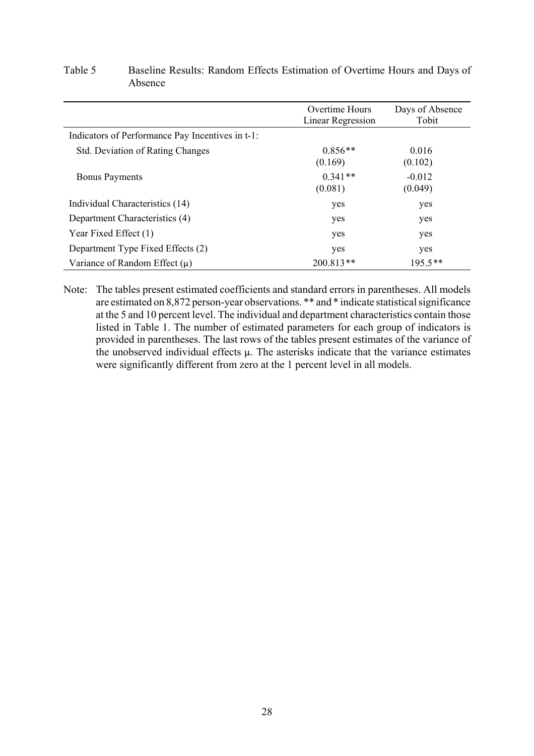Table 5 Baseline Results: Random Effects Estimation of Overtime Hours and Days of Absence

| | Overtime Hours Linear Regression | Days of Absence Tobit |
|---|---|---|
| Indicators of Performance Pay Incentives in t-1: | | |
| Std. Deviation of Rating Changes | 0.856** (0.169) | 0.016 (0.102) |
| Bonus Payments | 0.341** (0.081) | -0.012 (0.049) |
| Individual Characteristics (14) | yes | yes |
| Department Characteristics (4) | yes | yes |
| Year Fixed Effect (1) | yes | yes |
| Department Type Fixed Effects (2) | yes | yes |
| Variance of Random Effect (μ) | 200.813** | 195.5** |

Note: The tables present estimated coefficients and standard errors in parentheses. All models are estimated on 8,872 person-year observations. ** and * indicate statistical significance at the 5 and 10 percent level. The individual and department characteristics contain those listed in Table 1. The number of estimated parameters for each group of indicators is provided in parentheses. The last rows of the tables present estimates of the variance of the unobserved individual effects μ. The asterisks indicate that the variance estimates were significantly different from zero at the 1 percent level in all models.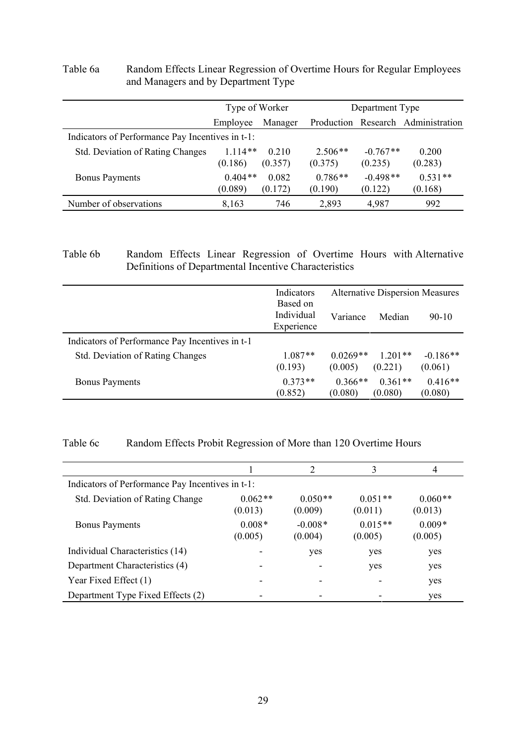Table 6a Random Effects Linear Regression of Overtime Hours for Regular Employees and Managers and by Department Type

| | Type of Worker | | Department Type | | |
|---|---|---|---|---|---|
| | Employee | Manager | Production | Research | Administration |
| Indicators of Performance Pay Incentives in t-1: | | | | | |
| Std. Deviation of Rating Changes | 1.114** | 0.210 | 2.506** | -0.767** | 0.200 |
| | (0.186) | (0.357) | (0.375) | (0.235) | (0.283) |
| Bonus Payments | 0.404** | 0.082 | 0.786** | -0.498** | 0.531** |
| | (0.089) | (0.172) | (0.190) | (0.122) | (0.168) |
| Number of observations | 8,163 | 746 | 2,893 | 4,987 | 992 |

Table 6b Random Effects Linear Regression of Overtime Hours with Alternative Definitions of Departmental Incentive Characteristics

| | Indicators Based on Individual Experience | Alternative Dispersion Measures | | |
|---|---|---|---|---|
| | | Variance | Median | 90-10 |
| Indicators of Performance Pay Incentives in t-1 | | | | |
| Std. Deviation of Rating Changes | 1.087** | 0.0269** | 1.201** | -0.186** |
| | (0.193) | (0.005) | (0.221) | (0.061) |
| Bonus Payments | 0.373** | 0.366** | 0.361** | 0.416** |
| | (0.852) | (0.080) | (0.080) | (0.080) |

Table 6c Random Effects Probit Regression of More than 120 Overtime Hours

| | 1 | 2 | 3 | 4 |
|---|---|---|---|---|
| Indicators of Performance Pay Incentives in t-1: | | | | |
| Std. Deviation of Rating Change | 0.062** | 0.050** | 0.051** | 0.060** |
| | (0.013) | (0.009) | (0.011) | (0.013) |
| Bonus Payments | 0.008* | -0.008* | 0.015** | 0.009* |
| | (0.005) | (0.004) | (0.005) | (0.005) |
| Individual Characteristics (14) | - | yes | yes | yes |
| Department Characteristics (4) | - | - | yes | yes |
| Year Fixed Effect (1) | - | - | - | yes |
| Department Type Fixed Effects (2) | - | - | - | yes |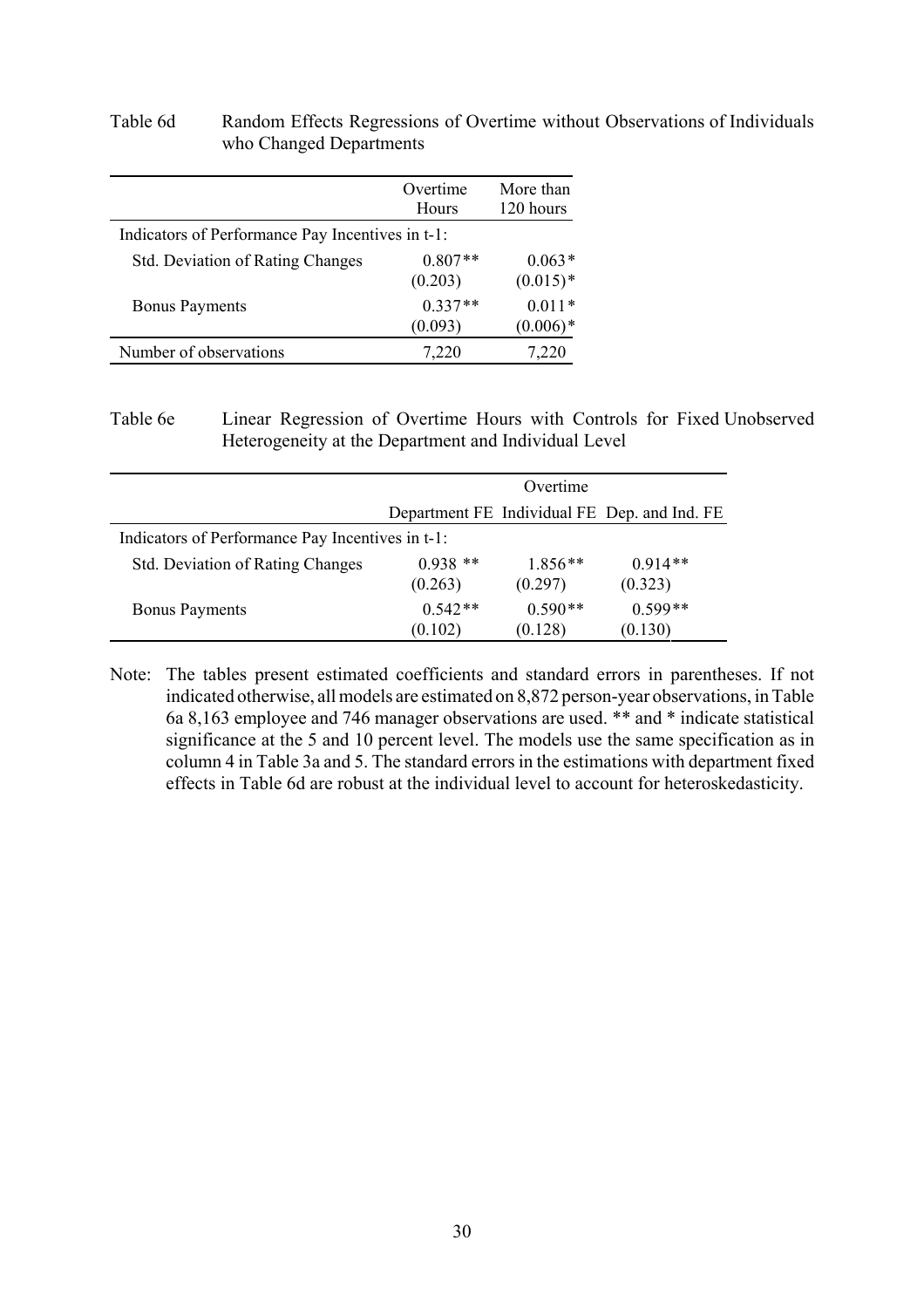Table 6d Random Effects Regressions of Overtime without Observations of Individuals who Changed Departments

| | Overtime Hours | More than 120 hours |
|---|---|---|
| Indicators of Performance Pay Incentives in t-1: | | |
| Std. Deviation of Rating Changes | 0.807** | 0.063* |
| | (0.203) | (0.015)* |
| Bonus Payments | 0.337** | 0.011* |
| | (0.093) | (0.006)* |
| Number of observations | 7,220 | 7,220 |

Table 6e Linear Regression of Overtime Hours with Controls for Fixed Unobserved Heterogeneity at the Department and Individual Level

| | Overtime | | |
|---|---|---|---|
| | Department FE | Individual FE | Dep. and Ind. FE |
| Indicators of Performance Pay Incentives in t-1: | | | |
| Std. Deviation of Rating Changes | 0.938 ** | 1.856** | 0.914** |
| | (0.263) | (0.297) | (0.323) |
| Bonus Payments | 0.542** | 0.590** | 0.599** |
| | (0.102) | (0.128) | (0.130) |

Note: The tables present estimated coefficients and standard errors in parentheses. If not indicated otherwise, all models are estimated on 8,872 person-year observations, in Table 6a 8,163 employee and 746 manager observations are used. ** and * indicate statistical significance at the 5 and 10 percent level. The models use the same specification as in column 4 in Table 3a and 5. The standard errors in the estimations with department fixed effects in Table 6d are robust at the individual level to account for heteroskedasticity.